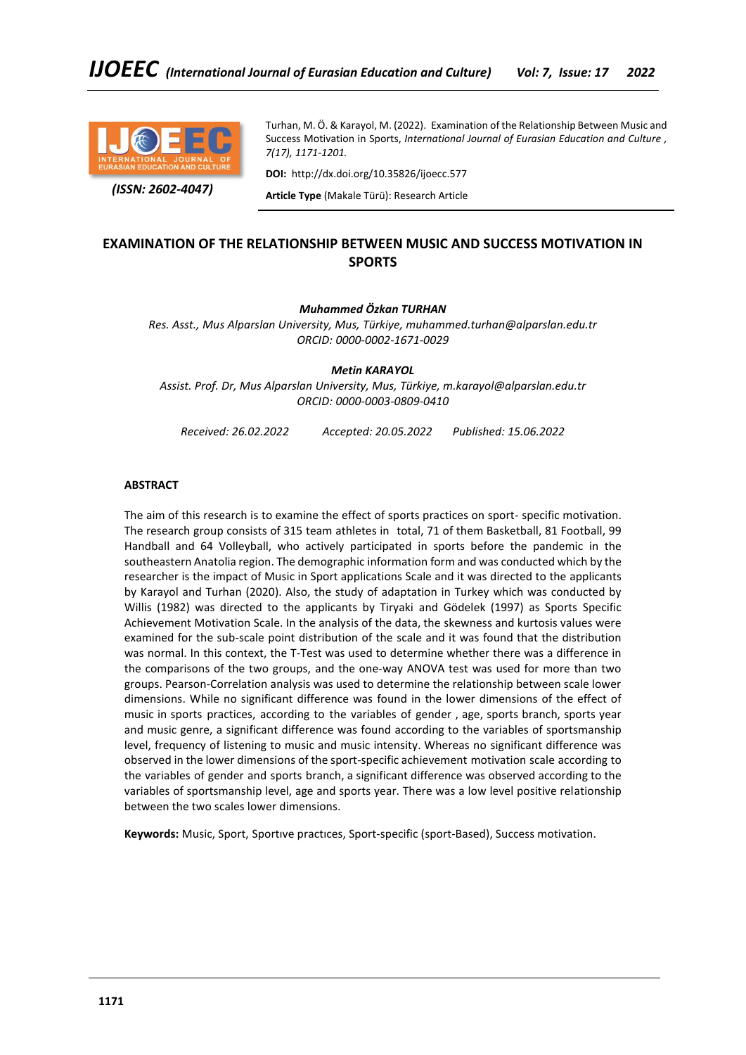Turhan, M. Ö. & Karayol, M. (2022). Examination of the Relationship Between Music and Success Motivation in Sports, *International Journal of Eurasian Education and Culture , 7(17), 1171-1201.*

**DOI:** http://dx.doi.org/10.35826/ijoecc.577

**Article Type** (Makale Türü): Research Article

*(ISSN: 2602-4047)*

# EXAMINATION OF THE RELATIONSHIP BETWEEN MUSIC AND SUCCESS MOTIVATION IN SPORTS

***Muhammed Özkan TURHAN***

*Res. Asst., Mus Alparslan University, Mus, Türkiye, muhammed.turhan@alparslan.edu.tr*
*ORCID: 0000-0002-1671-0029*

***Metin KARAYOL***

*Assist. Prof. Dr, Mus Alparslan University, Mus, Türkiye, m.karayol@alparslan.edu.tr*
*ORCID: 0000-0003-0809-0410*

*Received: 26.02.2022 Accepted: 20.05.2022 Published: 15.06.2022*

## ABSTRACT

The aim of this research is to examine the effect of sports practices on sport- specific motivation. The research group consists of 315 team athletes in total, 71 of them Basketball, 81 Football, 99 Handball and 64 Volleyball, who actively participated in sports before the pandemic in the southeastern Anatolia region. The demographic information form and was conducted which by the researcher is the impact of Music in Sport applications Scale and it was directed to the applicants by Karayol and Turhan (2020). Also, the study of adaptation in Turkey which was conducted by Willis (1982) was directed to the applicants by Tiryaki and Gödelek (1997) as Sports Specific Achievement Motivation Scale. In the analysis of the data, the skewness and kurtosis values were examined for the sub-scale point distribution of the scale and it was found that the distribution was normal. In this context, the T-Test was used to determine whether there was a difference in the comparisons of the two groups, and the one-way ANOVA test was used for more than two groups. Pearson-Correlation analysis was used to determine the relationship between scale lower dimensions. While no significant difference was found in the lower dimensions of the effect of music in sports practices, according to the variables of gender , age, sports branch, sports year and music genre, a significant difference was found according to the variables of sportsmanship level, frequency of listening to music and music intensity. Whereas no significant difference was observed in the lower dimensions of the sport-specific achievement motivation scale according to the variables of gender and sports branch, a significant difference was observed according to the variables of sportsmanship level, age and sports year. There was a low level positive relationship between the two scales lower dimensions.

**Keywords:** Music, Sport, Sportıve practıces, Sport-specific (sport-Based), Success motivation.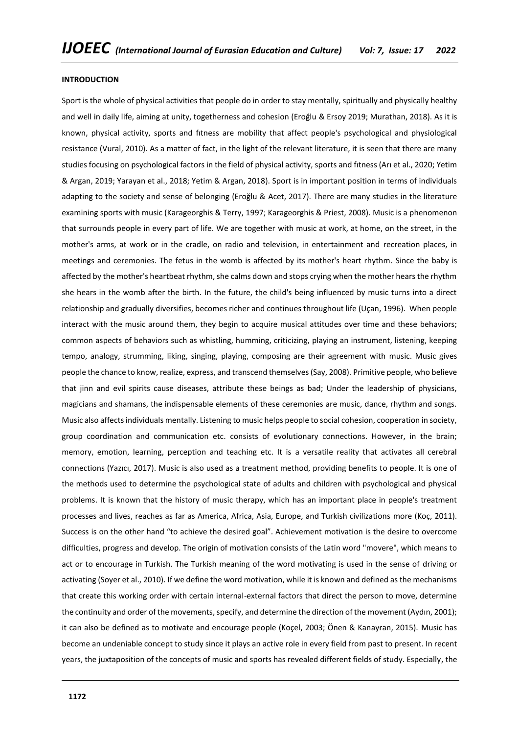## INTRODUCTION

Sport is the whole of physical activities that people do in order to stay mentally, spiritually and physically healthy and well in daily life, aiming at unity, togetherness and cohesion (Eroğlu & Ersoy 2019; Murathan, 2018). As it is known, physical activity, sports and fıtness are mobility that affect people's psychological and physiological resistance (Vural, 2010). As a matter of fact, in the light of the relevant literature, it is seen that there are many studies focusing on psychological factors in the field of physical activity, sports and fıtness (Arı et al., 2020; Yetim & Argan, 2019; Yarayan et al., 2018; Yetim & Argan, 2018). Sport is in important position in terms of individuals adapting to the society and sense of belonging (Eroğlu & Acet, 2017). There are many studies in the literature examining sports with music (Karageorghis & Terry, 1997; Karageorghis & Priest, 2008). Music is a phenomenon that surrounds people in every part of life. We are together with music at work, at home, on the street, in the mother's arms, at work or in the cradle, on radio and television, in entertainment and recreation places, in meetings and ceremonies. The fetus in the womb is affected by its mother's heart rhythm. Since the baby is affected by the mother's heartbeat rhythm, she calms down and stops crying when the mother hears the rhythm she hears in the womb after the birth. In the future, the child's being influenced by music turns into a direct relationship and gradually diversifies, becomes richer and continues throughout life (Uçan, 1996). When people interact with the music around them, they begin to acquire musical attitudes over time and these behaviors; common aspects of behaviors such as whistling, humming, criticizing, playing an instrument, listening, keeping tempo, analogy, strumming, liking, singing, playing, composing are their agreement with music. Music gives people the chance to know, realize, express, and transcend themselves (Say, 2008). Primitive people, who believe that jinn and evil spirits cause diseases, attribute these beings as bad; Under the leadership of physicians, magicians and shamans, the indispensable elements of these ceremonies are music, dance, rhythm and songs. Music also affects individuals mentally. Listening to music helps people to social cohesion, cooperation in society, group coordination and communication etc. consists of evolutionary connections. However, in the brain; memory, emotion, learning, perception and teaching etc. It is a versatile reality that activates all cerebral connections (Yazıcı, 2017). Music is also used as a treatment method, providing benefits to people. It is one of the methods used to determine the psychological state of adults and children with psychological and physical problems. It is known that the history of music therapy, which has an important place in people's treatment processes and lives, reaches as far as America, Africa, Asia, Europe, and Turkish civilizations more (Koç, 2011). Success is on the other hand "to achieve the desired goal". Achievement motivation is the desire to overcome difficulties, progress and develop. The origin of motivation consists of the Latin word "movere", which means to act or to encourage in Turkish. The Turkish meaning of the word motivating is used in the sense of driving or activating (Soyer et al., 2010). If we define the word motivation, while it is known and defined as the mechanisms that create this working order with certain internal-external factors that direct the person to move, determine the continuity and order of the movements, specify, and determine the direction of the movement (Aydın, 2001); it can also be defined as to motivate and encourage people (Koçel, 2003; Önen & Kanayran, 2015). Music has become an undeniable concept to study since it plays an active role in every field from past to present. In recent years, the juxtaposition of the concepts of music and sports has revealed different fields of study. Especially, the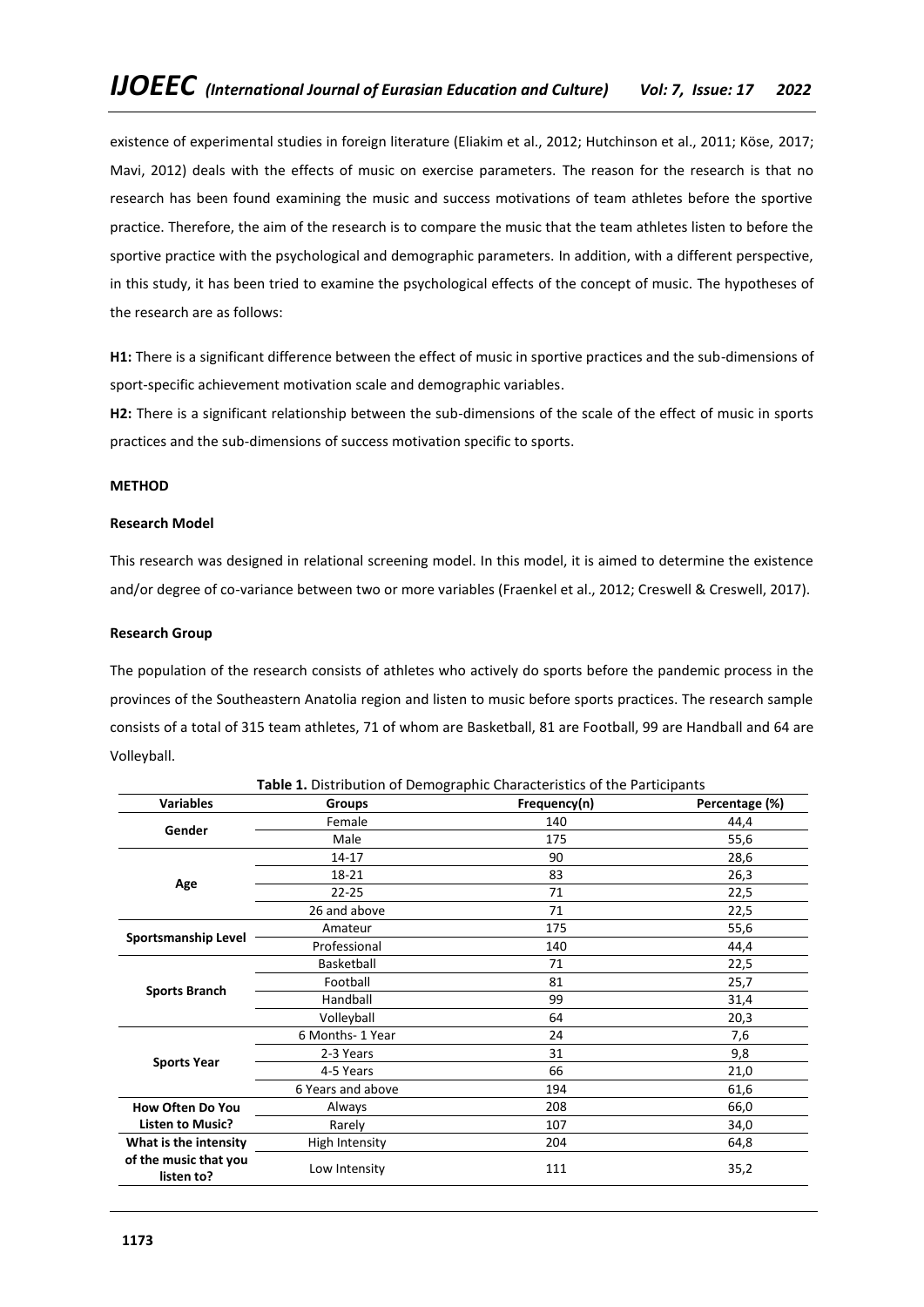existence of experimental studies in foreign literature (Eliakim et al., 2012; Hutchinson et al., 2011; Köse, 2017; Mavi, 2012) deals with the effects of music on exercise parameters. The reason for the research is that no research has been found examining the music and success motivations of team athletes before the sportive practice. Therefore, the aim of the research is to compare the music that the team athletes listen to before the sportive practice with the psychological and demographic parameters. In addition, with a different perspective, in this study, it has been tried to examine the psychological effects of the concept of music. The hypotheses of the research are as follows:

**H1:** There is a significant difference between the effect of music in sportive practices and the sub-dimensions of sport-specific achievement motivation scale and demographic variables.

**H2:** There is a significant relationship between the sub-dimensions of the scale of the effect of music in sports practices and the sub-dimensions of success motivation specific to sports.

## METHOD

### Research Model

This research was designed in relational screening model. In this model, it is aimed to determine the existence and/or degree of co-variance between two or more variables (Fraenkel et al., 2012; Creswell & Creswell, 2017).

### Research Group

The population of the research consists of athletes who actively do sports before the pandemic process in the provinces of the Southeastern Anatolia region and listen to music before sports practices. The research sample consists of a total of 315 team athletes, 71 of whom are Basketball, 81 are Football, 99 are Handball and 64 are Volleyball.

**Table 1.** Distribution of Demographic Characteristics of the Participants

| Variables | Groups | Frequency(n) | Percentage (%) |
|---|---|---|---|
| Gender | Female | 140 | 44,4 |
| | Male | 175 | 55,6 |
| Age | 14-17 | 90 | 28,6 |
| | 18-21 | 83 | 26,3 |
| | 22-25 | 71 | 22,5 |
| | 26 and above | 71 | 22,5 |
| Sportsmanship Level | Amateur | 175 | 55,6 |
| | Professional | 140 | 44,4 |
| Sports Branch | Basketball | 71 | 22,5 |
| | Football | 81 | 25,7 |
| | Handball | 99 | 31,4 |
| | Volleyball | 64 | 20,3 |
| Sports Year | 6 Months- 1 Year | 24 | 7,6 |
| | 2-3 Years | 31 | 9,8 |
| | 4-5 Years | 66 | 21,0 |
| | 6 Years and above | 194 | 61,6 |
| How Often Do You Listen to Music? | Always | 208 | 66,0 |
| | Rarely | 107 | 34,0 |
| What is the intensity of the music that you listen to? | High Intensity | 204 | 64,8 |
| | Low Intensity | 111 | 35,2 |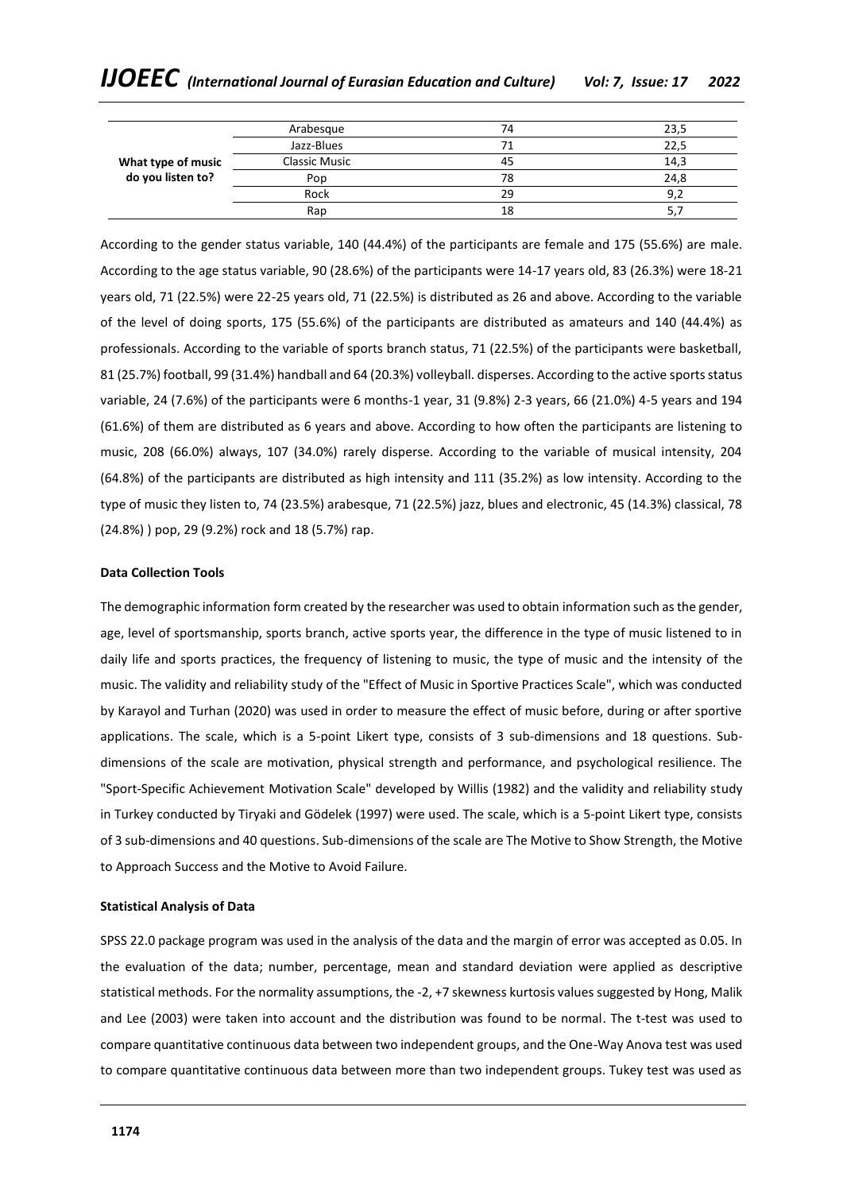| | | | |
|---|---|---|---|
| What type of music do you listen to? | Arabesque | 74 | 23,5 |
| | Jazz-Blues | 71 | 22,5 |
| | Classic Music | 45 | 14,3 |
| | Pop | 78 | 24,8 |
| | Rock | 29 | 9,2 |
| | Rap | 18 | 5,7 |

According to the gender status variable, 140 (44.4%) of the participants are female and 175 (55.6%) are male. According to the age status variable, 90 (28.6%) of the participants were 14-17 years old, 83 (26.3%) were 18-21 years old, 71 (22.5%) were 22-25 years old, 71 (22.5%) is distributed as 26 and above. According to the variable of the level of doing sports, 175 (55.6%) of the participants are distributed as amateurs and 140 (44.4%) as professionals. According to the variable of sports branch status, 71 (22.5%) of the participants were basketball, 81 (25.7%) football, 99 (31.4%) handball and 64 (20.3%) volleyball. disperses. According to the active sports status variable, 24 (7.6%) of the participants were 6 months-1 year, 31 (9.8%) 2-3 years, 66 (21.0%) 4-5 years and 194 (61.6%) of them are distributed as 6 years and above. According to how often the participants are listening to music, 208 (66.0%) always, 107 (34.0%) rarely disperse. According to the variable of musical intensity, 204 (64.8%) of the participants are distributed as high intensity and 111 (35.2%) as low intensity. According to the type of music they listen to, 74 (23.5%) arabesque, 71 (22.5%) jazz, blues and electronic, 45 (14.3%) classical, 78 (24.8%) ) pop, 29 (9.2%) rock and 18 (5.7%) rap.

**Data Collection Tools**

The demographic information form created by the researcher was used to obtain information such as the gender, age, level of sportsmanship, sports branch, active sports year, the difference in the type of music listened to in daily life and sports practices, the frequency of listening to music, the type of music and the intensity of the music. The validity and reliability study of the "Effect of Music in Sportive Practices Scale", which was conducted by Karayol and Turhan (2020) was used in order to measure the effect of music before, during or after sportive applications. The scale, which is a 5-point Likert type, consists of 3 sub-dimensions and 18 questions. Sub-dimensions of the scale are motivation, physical strength and performance, and psychological resilience. The "Sport-Specific Achievement Motivation Scale" developed by Willis (1982) and the validity and reliability study in Turkey conducted by Tiryaki and Gödelek (1997) were used. The scale, which is a 5-point Likert type, consists of 3 sub-dimensions and 40 questions. Sub-dimensions of the scale are The Motive to Show Strength, the Motive to Approach Success and the Motive to Avoid Failure.

**Statistical Analysis of Data**

SPSS 22.0 package program was used in the analysis of the data and the margin of error was accepted as 0.05. In the evaluation of the data; number, percentage, mean and standard deviation were applied as descriptive statistical methods. For the normality assumptions, the -2, +7 skewness kurtosis values suggested by Hong, Malik and Lee (2003) were taken into account and the distribution was found to be normal. The t-test was used to compare quantitative continuous data between two independent groups, and the One-Way Anova test was used to compare quantitative continuous data between more than two independent groups. Tukey test was used as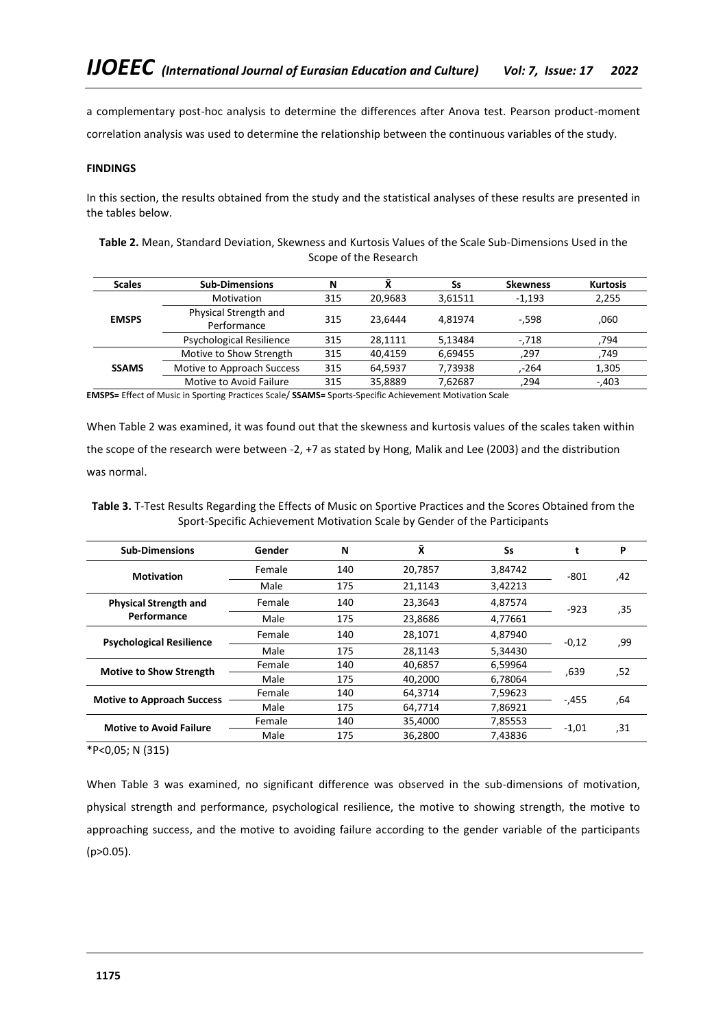a complementary post-hoc analysis to determine the differences after Anova test. Pearson product-moment correlation analysis was used to determine the relationship between the continuous variables of the study.

**FINDINGS**

In this section, the results obtained from the study and the statistical analyses of these results are presented in the tables below.

**Table 2.** Mean, Standard Deviation, Skewness and Kurtosis Values of the Scale Sub-Dimensions Used in the Scope of the Research

| Scales | Sub-Dimensions | N | X̄ | Ss | Skewness | Kurtosis |
|---|---|---|---|---|---|---|
| EMSPS | Motivation | 315 | 20,9683 | 3,61511 | -1,193 | 2,255 |
| | Physical Strength and Performance | 315 | 23,6444 | 4,81974 | -,598 | ,060 |
| | Psychological Resilience | 315 | 28,1111 | 5,13484 | -,718 | ,794 |
| SSAMS | Motive to Show Strength | 315 | 40,4159 | 6,69455 | ,297 | ,749 |
| | Motive to Approach Success | 315 | 64,5937 | 7,73938 | ,-264 | 1,305 |
| | Motive to Avoid Failure | 315 | 35,8889 | 7,62687 | ,294 | -,403 |

**EMSPS=** Effect of Music in Sporting Practices Scale/ **SSAMS=** Sports-Specific Achievement Motivation Scale

When Table 2 was examined, it was found out that the skewness and kurtosis values of the scales taken within the scope of the research were between -2, +7 as stated by Hong, Malik and Lee (2003) and the distribution was normal.

**Table 3.** T-Test Results Regarding the Effects of Music on Sportive Practices and the Scores Obtained from the Sport-Specific Achievement Motivation Scale by Gender of the Participants

| Sub-Dimensions | Gender | N | X̄ | Ss | t | P |
|---|---|---|---|---|---|---|
| **Motivation** | Female | 140 | 20,7857 | 3,84742 | -801 | ,42 |
| | Male | 175 | 21,1143 | 3,42213 | | |
| **Physical Strength and Performance** | Female | 140 | 23,3643 | 4,87574 | -923 | ,35 |
| | Male | 175 | 23,8686 | 4,77661 | | |
| **Psychological Resilience** | Female | 140 | 28,1071 | 4,87940 | -0,12 | ,99 |
| | Male | 175 | 28,1143 | 5,34430 | | |
| **Motive to Show Strength** | Female | 140 | 40,6857 | 6,59964 | ,639 | ,52 |
| | Male | 175 | 40,2000 | 6,78064 | | |
| **Motive to Approach Success** | Female | 140 | 64,3714 | 7,59623 | -,455 | ,64 |
| | Male | 175 | 64,7714 | 7,86921 | | |
| **Motive to Avoid Failure** | Female | 140 | 35,4000 | 7,85553 | -1,01 | ,31 |
| | Male | 175 | 36,2800 | 7,43836 | | |

*P<0,05; N (315)

When Table 3 was examined, no significant difference was observed in the sub-dimensions of motivation, physical strength and performance, psychological resilience, the motive to showing strength, the motive to approaching success, and the motive to avoiding failure according to the gender variable of the participants (p>0.05).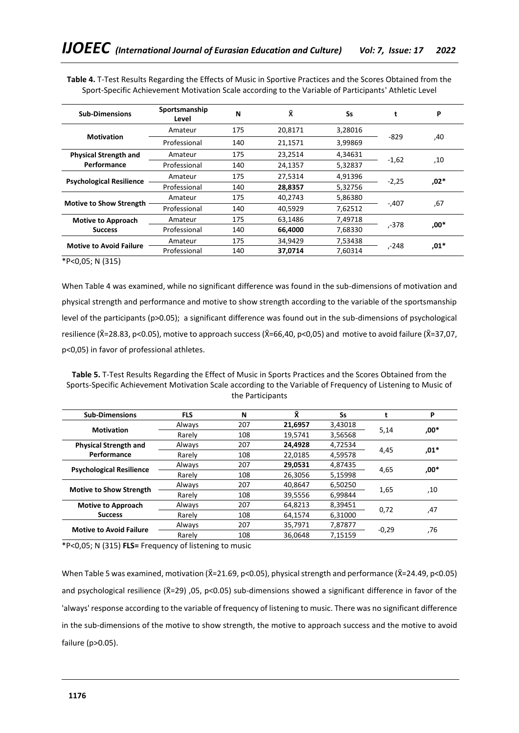**Table 4.** T-Test Results Regarding the Effects of Music in Sportive Practices and the Scores Obtained from the Sport-Specific Achievement Motivation Scale according to the Variable of Participants' Athletic Level

| Sub-Dimensions | Sportsmanship Level | N | X̄ | Ss | t | P |
|---|---|---|---|---|---|---|
| Motivation | Amateur | 175 | 20,8171 | 3,28016 | -829 | ,40 |
| | Professional | 140 | 21,1571 | 3,99869 | | |
| Physical Strength and Performance | Amateur | 175 | 23,2514 | 4,34631 | -1,62 | ,10 |
| | Professional | 140 | 24,1357 | 5,32837 | | |
| Psychological Resilience | Amateur | 175 | 27,5314 | 4,91396 | -2,25 | **,02*** |
| | Professional | 140 | **28,8357** | 5,32756 | | |
| Motive to Show Strength | Amateur | 175 | 40,2743 | 5,86380 | -,407 | ,67 |
| | Professional | 140 | 40,5929 | 7,62512 | | |
| Motive to Approach Success | Amateur | 175 | 63,1486 | 7,49718 | ,-378 | **,00*** |
| | Professional | 140 | **66,4000** | 7,68330 | | |
| Motive to Avoid Failure | Amateur | 175 | 34,9429 | 7,53438 | ,-248 | **,01*** |
| | Professional | 140 | **37,0714** | 7,60314 | | |

*P<0,05; N (315)

When Table 4 was examined, while no significant difference was found in the sub-dimensions of motivation and physical strength and performance and motive to show strength according to the variable of the sportsmanship level of the participants (p>0.05); a significant difference was found out in the sub-dimensions of psychological resilience (X̄=28.83, p<0.05), motive to approach success (X̄=66,40, p<0,05) and motive to avoid failure (X̄=37,07, p<0,05) in favor of professional athletes.

**Table 5.** T-Test Results Regarding the Effect of Music in Sports Practices and the Scores Obtained from the Sports-Specific Achievement Motivation Scale according to the Variable of Frequency of Listening to Music of the Participants

| Sub-Dimensions | FLS | N | X̄ | Ss | t | P |
|---|---|---|---|---|---|---|
| Motivation | Always | 207 | **21,6957** | 3,43018 | 5,14 | **,00*** |
| | Rarely | 108 | 19,5741 | 3,56568 | | |
| Physical Strength and Performance | Always | 207 | **24,4928** | 4,72534 | 4,45 | **,01*** |
| | Rarely | 108 | 22,0185 | 4,59578 | | |
| Psychological Resilience | Always | 207 | **29,0531** | 4,87435 | 4,65 | **,00*** |
| | Rarely | 108 | 26,3056 | 5,15998 | | |
| Motive to Show Strength | Always | 207 | 40,8647 | 6,50250 | 1,65 | ,10 |
| | Rarely | 108 | 39,5556 | 6,99844 | | |
| Motive to Approach Success | Always | 207 | 64,8213 | 8,39451 | 0,72 | ,47 |
| | Rarely | 108 | 64,1574 | 6,31000 | | |
| Motive to Avoid Failure | Always | 207 | 35,7971 | 7,87877 | -0,29 | ,76 |
| | Rarely | 108 | 36,0648 | 7,15159 | | |

*P<0,05; N (315) **FLS=** Frequency of listening to music

When Table 5 was examined, motivation (X̄=21.69, p<0.05), physical strength and performance (X̄=24.49, p<0.05) and psychological resilience (X̄=29) ,05, p<0.05) sub-dimensions showed a significant difference in favor of the 'always' response according to the variable of frequency of listening to music. There was no significant difference in the sub-dimensions of the motive to show strength, the motive to approach success and the motive to avoid failure (p>0.05).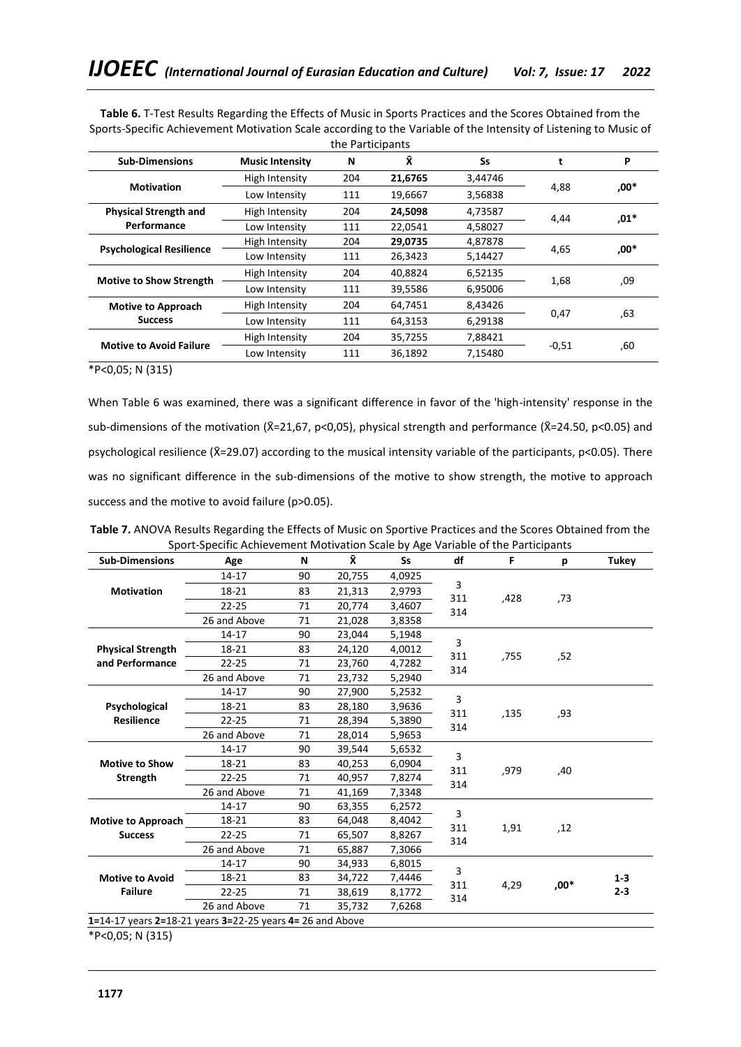**Table 6.** T-Test Results Regarding the Effects of Music in Sports Practices and the Scores Obtained from the Sports-Specific Achievement Motivation Scale according to the Variable of the Intensity of Listening to Music of the Participants

| Sub-Dimensions | Music Intensity | N | X̄ | Ss | t | P |
|---|---|---|---|---|---|---|
| **Motivation** | High Intensity | 204 | **21,6765** | 3,44746 | 4,88 | **,00*** |
| | Low Intensity | 111 | 19,6667 | 3,56838 | | |
| **Physical Strength and Performance** | High Intensity | 204 | **24,5098** | 4,73587 | 4,44 | **,01*** |
| | Low Intensity | 111 | 22,0541 | 4,58027 | | |
| **Psychological Resilience** | High Intensity | 204 | **29,0735** | 4,87878 | 4,65 | **,00*** |
| | Low Intensity | 111 | 26,3423 | 5,14427 | | |
| **Motive to Show Strength** | High Intensity | 204 | 40,8824 | 6,52135 | 1,68 | ,09 |
| | Low Intensity | 111 | 39,5586 | 6,95006 | | |
| **Motive to Approach Success** | High Intensity | 204 | 64,7451 | 8,43426 | 0,47 | ,63 |
| | Low Intensity | 111 | 64,3153 | 6,29138 | | |
| **Motive to Avoid Failure** | High Intensity | 204 | 35,7255 | 7,88421 | -0,51 | ,60 |
| | Low Intensity | 111 | 36,1892 | 7,15480 | | |

*P<0,05; N (315)

When Table 6 was examined, there was a significant difference in favor of the 'high-intensity' response in the sub-dimensions of the motivation (X̄=21,67, p<0,05), physical strength and performance (X̄=24.50, p<0.05) and psychological resilience (X̄=29.07) according to the musical intensity variable of the participants, p<0.05). There was no significant difference in the sub-dimensions of the motive to show strength, the motive to approach success and the motive to avoid failure (p>0.05).

**Table 7.** ANOVA Results Regarding the Effects of Music on Sportive Practices and the Scores Obtained from the Sport-Specific Achievement Motivation Scale by Age Variable of the Participants

| Sub-Dimensions | Age | N | X̄ | Ss | df | F | p | Tukey |
|---|---|---|---|---|---|---|---|---|
| **Motivation** | 14-17 | 90 | 20,755 | 4,0925 | 3 311 314 | ,428 | ,73 | |
| | 18-21 | 83 | 21,313 | 2,9793 | | | | |
| | 22-25 | 71 | 20,774 | 3,4607 | | | | |
| | 26 and Above | 71 | 21,028 | 3,8358 | | | | |
| **Physical Strength and Performance** | 14-17 | 90 | 23,044 | 5,1948 | 3 311 314 | ,755 | ,52 | |
| | 18-21 | 83 | 24,120 | 4,0012 | | | | |
| | 22-25 | 71 | 23,760 | 4,7282 | | | | |
| | 26 and Above | 71 | 23,732 | 5,2940 | | | | |
| **Psychological Resilience** | 14-17 | 90 | 27,900 | 5,2532 | 3 311 314 | ,135 | ,93 | |
| | 18-21 | 83 | 28,180 | 3,9636 | | | | |
| | 22-25 | 71 | 28,394 | 5,3890 | | | | |
| | 26 and Above | 71 | 28,014 | 5,9653 | | | | |
| **Motive to Show Strength** | 14-17 | 90 | 39,544 | 5,6532 | 3 311 314 | ,979 | ,40 | |
| | 18-21 | 83 | 40,253 | 6,0904 | | | | |
| | 22-25 | 71 | 40,957 | 7,8274 | | | | |
| | 26 and Above | 71 | 41,169 | 7,3348 | | | | |
| **Motive to Approach Success** | 14-17 | 90 | 63,355 | 6,2572 | 3 311 314 | 1,91 | ,12 | |
| | 18-21 | 83 | 64,048 | 8,4042 | | | | |
| | 22-25 | 71 | 65,507 | 8,8267 | | | | |
| | 26 and Above | 71 | 65,887 | 7,3066 | | | | |
| **Motive to Avoid Failure** | 14-17 | 90 | 34,933 | 6,8015 | 3 311 314 | 4,29 | **,00*** | **1-3 2-3** |
| | 18-21 | 83 | 34,722 | 7,4446 | | | | |
| | 22-25 | 71 | 38,619 | 8,1772 | | | | |
| | 26 and Above | 71 | 35,732 | 7,6268 | | | | |

**1=**14-17 years **2=**18-21 years **3=**22-25 years **4=** 26 and Above

*P<0,05; N (315)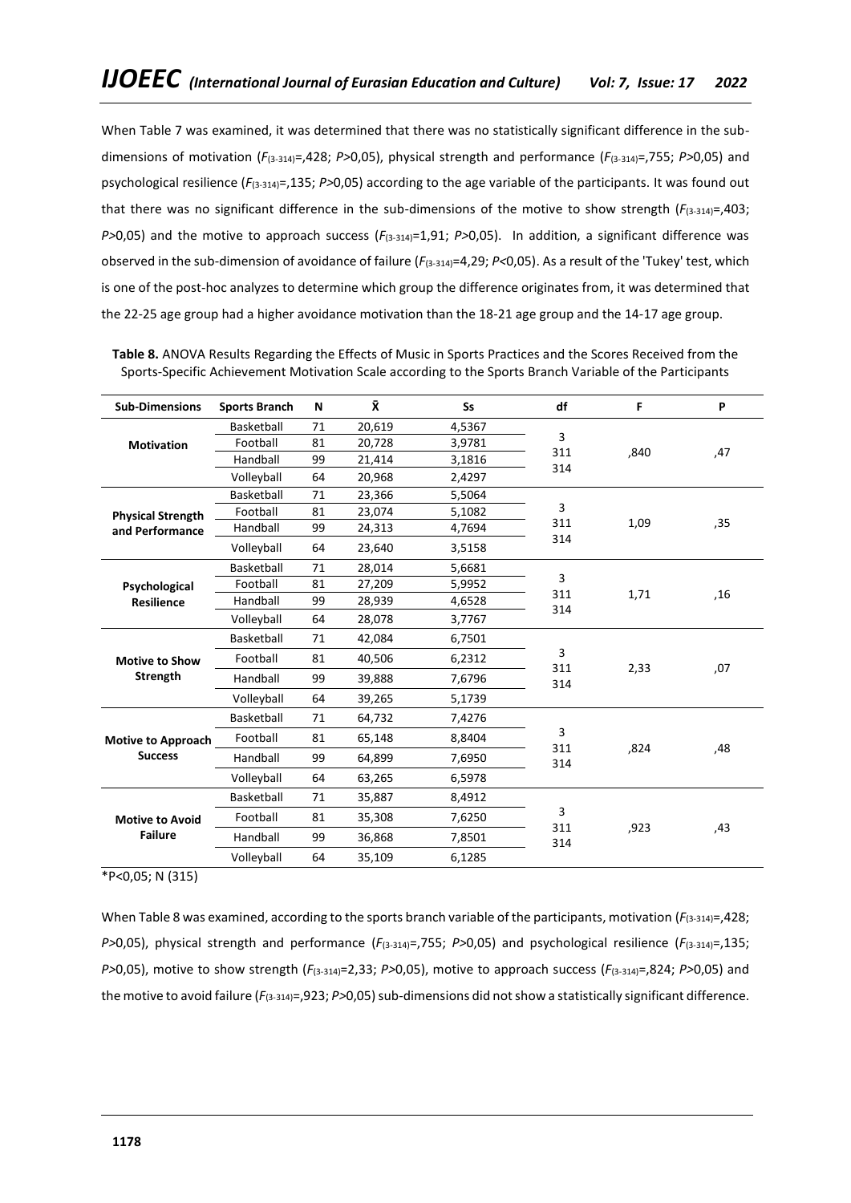When Table 7 was examined, it was determined that there was no statistically significant difference in the sub-dimensions of motivation ($F_{(3\text{-}314)}$=,428; $P$>0,05), physical strength and performance ($F_{(3\text{-}314)}$=,755; $P$>0,05) and psychological resilience ($F_{(3\text{-}314)}$=,135; $P$>0,05) according to the age variable of the participants. It was found out that there was no significant difference in the sub-dimensions of the motive to show strength ($F_{(3\text{-}314)}$=,403; $P$>0,05) and the motive to approach success ($F_{(3\text{-}314)}$=1,91; $P$>0,05). In addition, a significant difference was observed in the sub-dimension of avoidance of failure ($F_{(3\text{-}314)}$=4,29; $P$<0,05). As a result of the 'Tukey' test, which is one of the post-hoc analyzes to determine which group the difference originates from, it was determined that the 22-25 age group had a higher avoidance motivation than the 18-21 age group and the 14-17 age group.

**Table 8.** ANOVA Results Regarding the Effects of Music in Sports Practices and the Scores Received from the Sports-Specific Achievement Motivation Scale according to the Sports Branch Variable of the Participants

| Sub-Dimensions | Sports Branch | N | X̄ | Ss | df | F | P |
|---|---|---|---|---|---|---|---|
| **Motivation** | Basketball | 71 | 20,619 | 4,5367 | 3<br>311<br>314 | ,840 | ,47 |
| | Football | 81 | 20,728 | 3,9781 | | | |
| | Handball | 99 | 21,414 | 3,1816 | | | |
| | Volleyball | 64 | 20,968 | 2,4297 | | | |
| **Physical Strength and Performance** | Basketball | 71 | 23,366 | 5,5064 | 3<br>311<br>314 | 1,09 | ,35 |
| | Football | 81 | 23,074 | 5,1082 | | | |
| | Handball | 99 | 24,313 | 4,7694 | | | |
| | Volleyball | 64 | 23,640 | 3,5158 | | | |
| **Psychological Resilience** | Basketball | 71 | 28,014 | 5,6681 | 3<br>311<br>314 | 1,71 | ,16 |
| | Football | 81 | 27,209 | 5,9952 | | | |
| | Handball | 99 | 28,939 | 4,6528 | | | |
| | Volleyball | 64 | 28,078 | 3,7767 | | | |
| **Motive to Show Strength** | Basketball | 71 | 42,084 | 6,7501 | 3<br>311<br>314 | 2,33 | ,07 |
| | Football | 81 | 40,506 | 6,2312 | | | |
| | Handball | 99 | 39,888 | 7,6796 | | | |
| | Volleyball | 64 | 39,265 | 5,1739 | | | |
| **Motive to Approach Success** | Basketball | 71 | 64,732 | 7,4276 | 3<br>311<br>314 | ,824 | ,48 |
| | Football | 81 | 65,148 | 8,8404 | | | |
| | Handball | 99 | 64,899 | 7,6950 | | | |
| | Volleyball | 64 | 63,265 | 6,5978 | | | |
| **Motive to Avoid Failure** | Basketball | 71 | 35,887 | 8,4912 | 3<br>311<br>314 | ,923 | ,43 |
| | Football | 81 | 35,308 | 7,6250 | | | |
| | Handball | 99 | 36,868 | 7,8501 | | | |
| | Volleyball | 64 | 35,109 | 6,1285 | | | |

*P<0,05; N (315)

When Table 8 was examined, according to the sports branch variable of the participants, motivation ($F_{(3\text{-}314)}$=,428; $P$>0,05), physical strength and performance ($F_{(3\text{-}314)}$=,755; $P$>0,05) and psychological resilience ($F_{(3\text{-}314)}$=,135; $P$>0,05), motive to show strength ($F_{(3\text{-}314)}$=2,33; $P$>0,05), motive to approach success ($F_{(3\text{-}314)}$=,824; $P$>0,05) and the motive to avoid failure ($F_{(3\text{-}314)}$=,923; $P$>0,05) sub-dimensions did not show a statistically significant difference.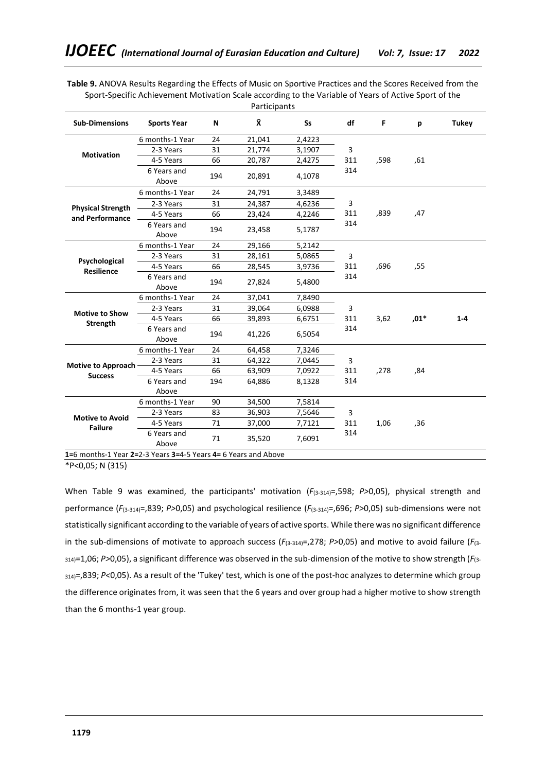**Table 9.** ANOVA Results Regarding the Effects of Music on Sportive Practices and the Scores Received from the Sport-Specific Achievement Motivation Scale according to the Variable of Years of Active Sport of the Participants

| Sub-Dimensions | Sports Year | N | X̄ | Ss | df | F | p | Tukey |
|---|---|---|---|---|---|---|---|---|
| **Motivation** | 6 months-1 Year | 24 | 21,041 | 2,4223 | 3 | ,598 | ,61 | |
| | 2-3 Years | 31 | 21,774 | 3,1907 | 311 | | | |
| | 4-5 Years | 66 | 20,787 | 2,4275 | 314 | | | |
| | 6 Years and Above | 194 | 20,891 | 4,1078 | | | | |
| **Physical Strength and Performance** | 6 months-1 Year | 24 | 24,791 | 3,3489 | 3 | ,839 | ,47 | |
| | 2-3 Years | 31 | 24,387 | 4,6236 | 311 | | | |
| | 4-5 Years | 66 | 23,424 | 4,2246 | 314 | | | |
| | 6 Years and Above | 194 | 23,458 | 5,1787 | | | | |
| **Psychological Resilience** | 6 months-1 Year | 24 | 29,166 | 5,2142 | 3 | ,696 | ,55 | |
| | 2-3 Years | 31 | 28,161 | 5,0865 | 311 | | | |
| | 4-5 Years | 66 | 28,545 | 3,9736 | 314 | | | |
| | 6 Years and Above | 194 | 27,824 | 5,4800 | | | | |
| **Motive to Show Strength** | 6 months-1 Year | 24 | 37,041 | 7,8490 | 3 | 3,62 | **,01*** | **1-4** |
| | 2-3 Years | 31 | 39,064 | 6,0988 | 311 | | | |
| | 4-5 Years | 66 | 39,893 | 6,6751 | 314 | | | |
| | 6 Years and Above | 194 | 41,226 | 6,5054 | | | | |
| **Motive to Approach Success** | 6 months-1 Year | 24 | 64,458 | 7,3246 | 3 | ,278 | ,84 | |
| | 2-3 Years | 31 | 64,322 | 7,0445 | 311 | | | |
| | 4-5 Years | 66 | 63,909 | 7,0922 | 314 | | | |
| | 6 Years and Above | 194 | 64,886 | 8,1328 | | | | |
| **Motive to Avoid Failure** | 6 months-1 Year | 90 | 34,500 | 7,5814 | 3 | 1,06 | ,36 | |
| | 2-3 Years | 83 | 36,903 | 7,5646 | 311 | | | |
| | 4-5 Years | 71 | 37,000 | 7,7121 | 314 | | | |
| | 6 Years and Above | 71 | 35,520 | 7,6091 | | | | |

**1=**6 months-1 Year **2=**2-3 Years **3=**4-5 Years **4=** 6 Years and Above

*P<0,05; N (315)

When Table 9 was examined, the participants' motivation ($F_{(3-314)}$=,598; $P$>0,05), physical strength and performance ($F_{(3-314)}$=,839; $P$>0,05) and psychological resilience ($F_{(3-314)}$=,696; $P$>0,05) sub-dimensions were not statistically significant according to the variable of years of active sports. While there was no significant difference in the sub-dimensions of motivate to approach success ($F_{(3-314)}$=,278; $P$>0,05) and motive to avoid failure ($F_{(3-314)}$=1,06; $P$>0,05), a significant difference was observed in the sub-dimension of the motive to show strength ($F_{(3-314)}$=,839; $P$<0,05). As a result of the 'Tukey' test, which is one of the post-hoc analyzes to determine which group the difference originates from, it was seen that the 6 years and over group had a higher motive to show strength than the 6 months-1 year group.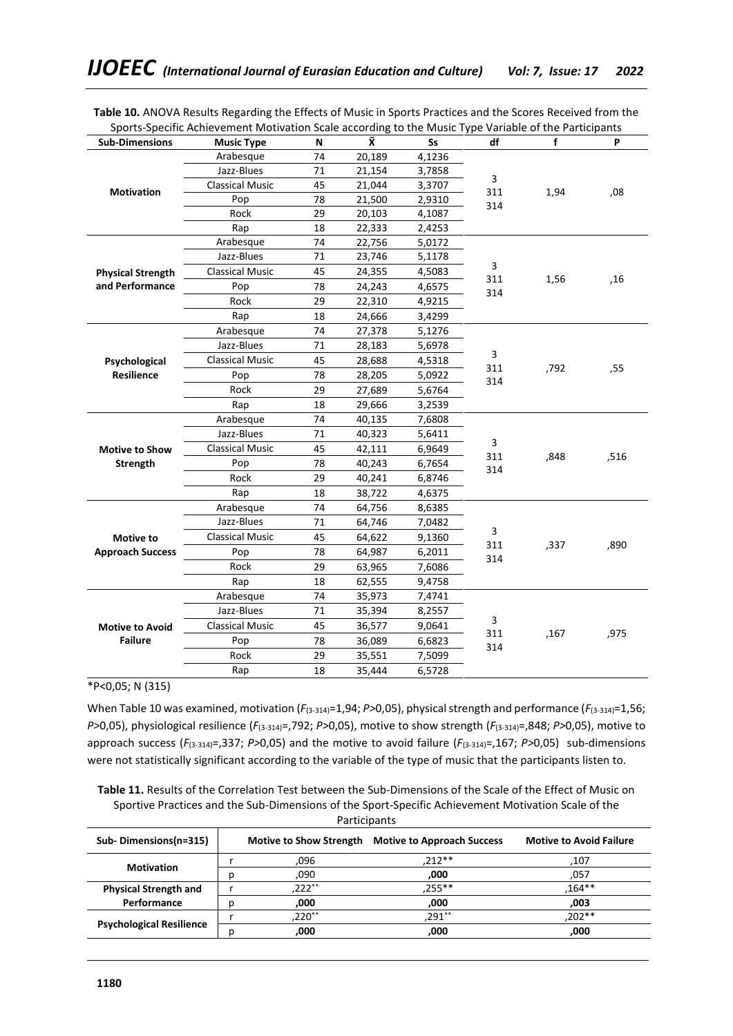**Table 10.** ANOVA Results Regarding the Effects of Music in Sports Practices and the Scores Received from the Sports-Specific Achievement Motivation Scale according to the Music Type Variable of the Participants

| Sub-Dimensions | Music Type | N | X̄ | Ss | df | f | P |
|---|---|---|---|---|---|---|---|
| **Motivation** | Arabesque | 74 | 20,189 | 4,1236 | 3<br>311<br>314 | 1,94 | ,08 |
| | Jazz-Blues | 71 | 21,154 | 3,7858 | | | |
| | Classical Music | 45 | 21,044 | 3,3707 | | | |
| | Pop | 78 | 21,500 | 2,9310 | | | |
| | Rock | 29 | 20,103 | 4,1087 | | | |
| | Rap | 18 | 22,333 | 2,4253 | | | |
| **Physical Strength and Performance** | Arabesque | 74 | 22,756 | 5,0172 | 3<br>311<br>314 | 1,56 | ,16 |
| | Jazz-Blues | 71 | 23,746 | 5,1178 | | | |
| | Classical Music | 45 | 24,355 | 4,5083 | | | |
| | Pop | 78 | 24,243 | 4,6575 | | | |
| | Rock | 29 | 22,310 | 4,9215 | | | |
| | Rap | 18 | 24,666 | 3,4299 | | | |
| **Psychological Resilience** | Arabesque | 74 | 27,378 | 5,1276 | 3<br>311<br>314 | ,792 | ,55 |
| | Jazz-Blues | 71 | 28,183 | 5,6978 | | | |
| | Classical Music | 45 | 28,688 | 4,5318 | | | |
| | Pop | 78 | 28,205 | 5,0922 | | | |
| | Rock | 29 | 27,689 | 5,6764 | | | |
| | Rap | 18 | 29,666 | 3,2539 | | | |
| **Motive to Show Strength** | Arabesque | 74 | 40,135 | 7,6808 | 3<br>311<br>314 | ,848 | ,516 |
| | Jazz-Blues | 71 | 40,323 | 5,6411 | | | |
| | Classical Music | 45 | 42,111 | 6,9649 | | | |
| | Pop | 78 | 40,243 | 6,7654 | | | |
| | Rock | 29 | 40,241 | 6,8746 | | | |
| | Rap | 18 | 38,722 | 4,6375 | | | |
| **Motive to Approach Success** | Arabesque | 74 | 64,756 | 8,6385 | 3<br>311<br>314 | ,337 | ,890 |
| | Jazz-Blues | 71 | 64,746 | 7,0482 | | | |
| | Classical Music | 45 | 64,622 | 9,1360 | | | |
| | Pop | 78 | 64,987 | 6,2011 | | | |
| | Rock | 29 | 63,965 | 7,6086 | | | |
| | Rap | 18 | 62,555 | 9,4758 | | | |
| **Motive to Avoid Failure** | Arabesque | 74 | 35,973 | 7,4741 | 3<br>311<br>314 | ,167 | ,975 |
| | Jazz-Blues | 71 | 35,394 | 8,2557 | | | |
| | Classical Music | 45 | 36,577 | 9,0641 | | | |
| | Pop | 78 | 36,089 | 6,6823 | | | |
| | Rock | 29 | 35,551 | 7,5099 | | | |
| | Rap | 18 | 35,444 | 6,5728 | | | |

*P<0,05; N (315)

When Table 10 was examined, motivation ($F_{(3\text{-}314)}$=1,94; $P$>0,05), physical strength and performance ($F_{(3\text{-}314)}$=1,56; $P$>0,05), physiological resilience ($F_{(3\text{-}314)}$=,792; $P$>0,05), motive to show strength ($F_{(3\text{-}314)}$=,848; $P$>0,05), motive to approach success ($F_{(3\text{-}314)}$=,337; $P$>0,05) and the motive to avoid failure ($F_{(3\text{-}314)}$=,167; $P$>0,05) sub-dimensions were not statistically significant according to the variable of the type of music that the participants listen to.

**Table 11.** Results of the Correlation Test between the Sub-Dimensions of the Scale of the Effect of Music on Sportive Practices and the Sub-Dimensions of the Sport-Specific Achievement Motivation Scale of the Participants

| Sub- Dimensions(n=315) | | Motive to Show Strength | Motive to Approach Success | Motive to Avoid Failure |
|---|---|---|---|---|
| **Motivation** | r | ,096 | ,212** | ,107 |
| | p | ,090 | **,000** | ,057 |
| **Physical Strength and Performance** | r | ,222** | ,255** | ,164** |
| | p | **,000** | **,000** | **,003** |
| **Psychological Resilience** | r | ,220** | ,291** | ,202** |
| | p | **,000** | **,000** | **,000** |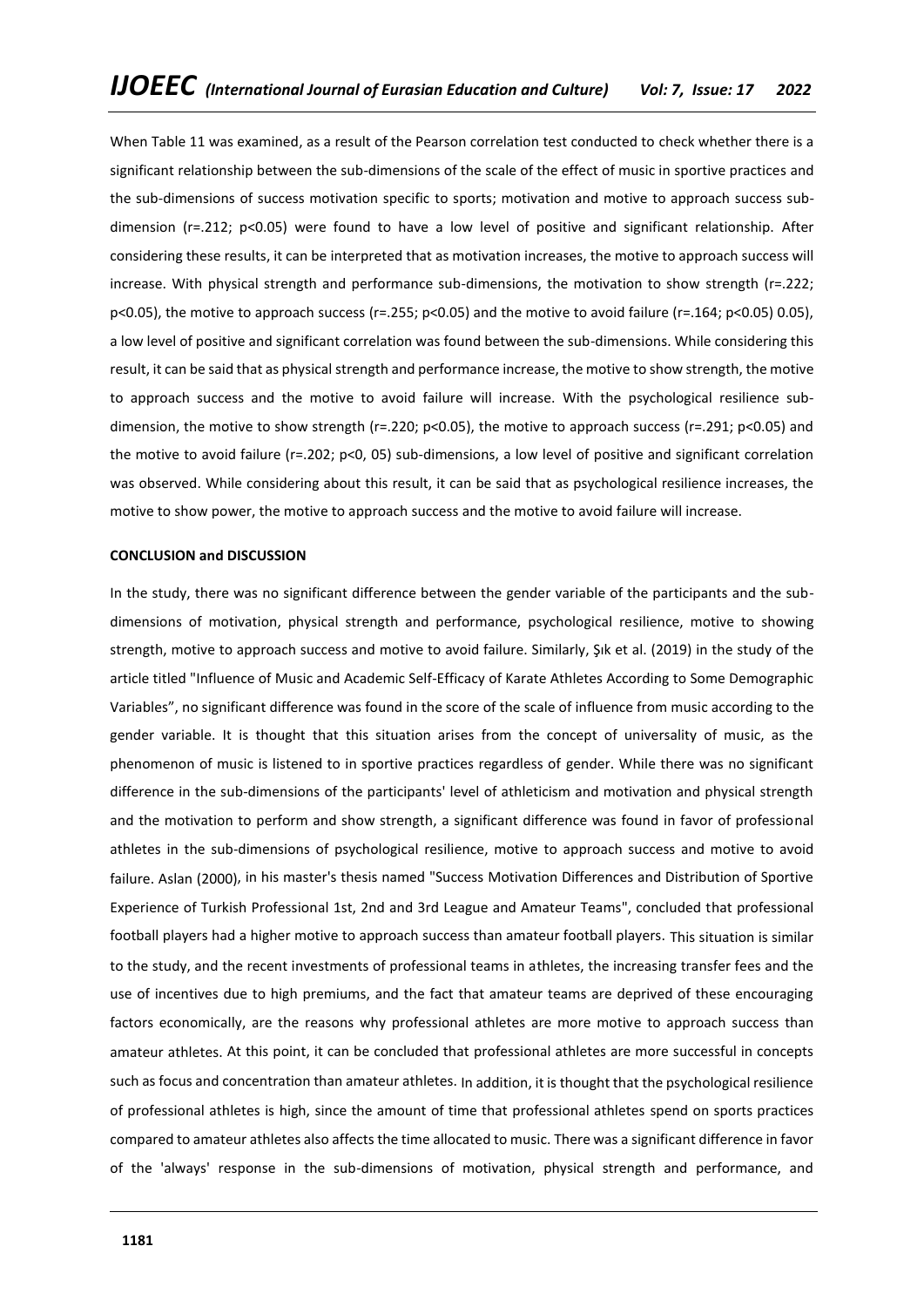When Table 11 was examined, as a result of the Pearson correlation test conducted to check whether there is a significant relationship between the sub-dimensions of the scale of the effect of music in sportive practices and the sub-dimensions of success motivation specific to sports; motivation and motive to approach success sub-dimension ($r=.212$; $p<0.05$) were found to have a low level of positive and significant relationship. After considering these results, it can be interpreted that as motivation increases, the motive to approach success will increase. With physical strength and performance sub-dimensions, the motivation to show strength ($r=.222$; $p<0.05$), the motive to approach success ($r=.255$; $p<0.05$) and the motive to avoid failure ($r=.164$; $p<0.05$) 0.05), a low level of positive and significant correlation was found between the sub-dimensions. While considering this result, it can be said that as physical strength and performance increase, the motive to show strength, the motive to approach success and the motive to avoid failure will increase. With the psychological resilience sub-dimension, the motive to show strength ($r=.220$; $p<0.05$), the motive to approach success ($r=.291$; $p<0.05$) and the motive to avoid failure ($r=.202$; p<0, 05) sub-dimensions, a low level of positive and significant correlation was observed. While considering about this result, it can be said that as psychological resilience increases, the motive to show power, the motive to approach success and the motive to avoid failure will increase.

**CONCLUSION and DISCUSSION**

In the study, there was no significant difference between the gender variable of the participants and the sub-dimensions of motivation, physical strength and performance, psychological resilience, motive to showing strength, motive to approach success and motive to avoid failure. Similarly, Şık et al. (2019) in the study of the article titled "Influence of Music and Academic Self-Efficacy of Karate Athletes According to Some Demographic Variables", no significant difference was found in the score of the scale of influence from music according to the gender variable. It is thought that this situation arises from the concept of universality of music, as the phenomenon of music is listened to in sportive practices regardless of gender. While there was no significant difference in the sub-dimensions of the participants' level of athleticism and motivation and physical strength and the motivation to perform and show strength, a significant difference was found in favor of professional athletes in the sub-dimensions of psychological resilience, motive to approach success and motive to avoid failure. Aslan (2000), in his master's thesis named "Success Motivation Differences and Distribution of Sportive Experience of Turkish Professional 1st, 2nd and 3rd League and Amateur Teams", concluded that professional football players had a higher motive to approach success than amateur football players. This situation is similar to the study, and the recent investments of professional teams in athletes, the increasing transfer fees and the use of incentives due to high premiums, and the fact that amateur teams are deprived of these encouraging factors economically, are the reasons why professional athletes are more motive to approach success than amateur athletes. At this point, it can be concluded that professional athletes are more successful in concepts such as focus and concentration than amateur athletes. In addition, it is thought that the psychological resilience of professional athletes is high, since the amount of time that professional athletes spend on sports practices compared to amateur athletes also affects the time allocated to music. There was a significant difference in favor of the 'always' response in the sub-dimensions of motivation, physical strength and performance, and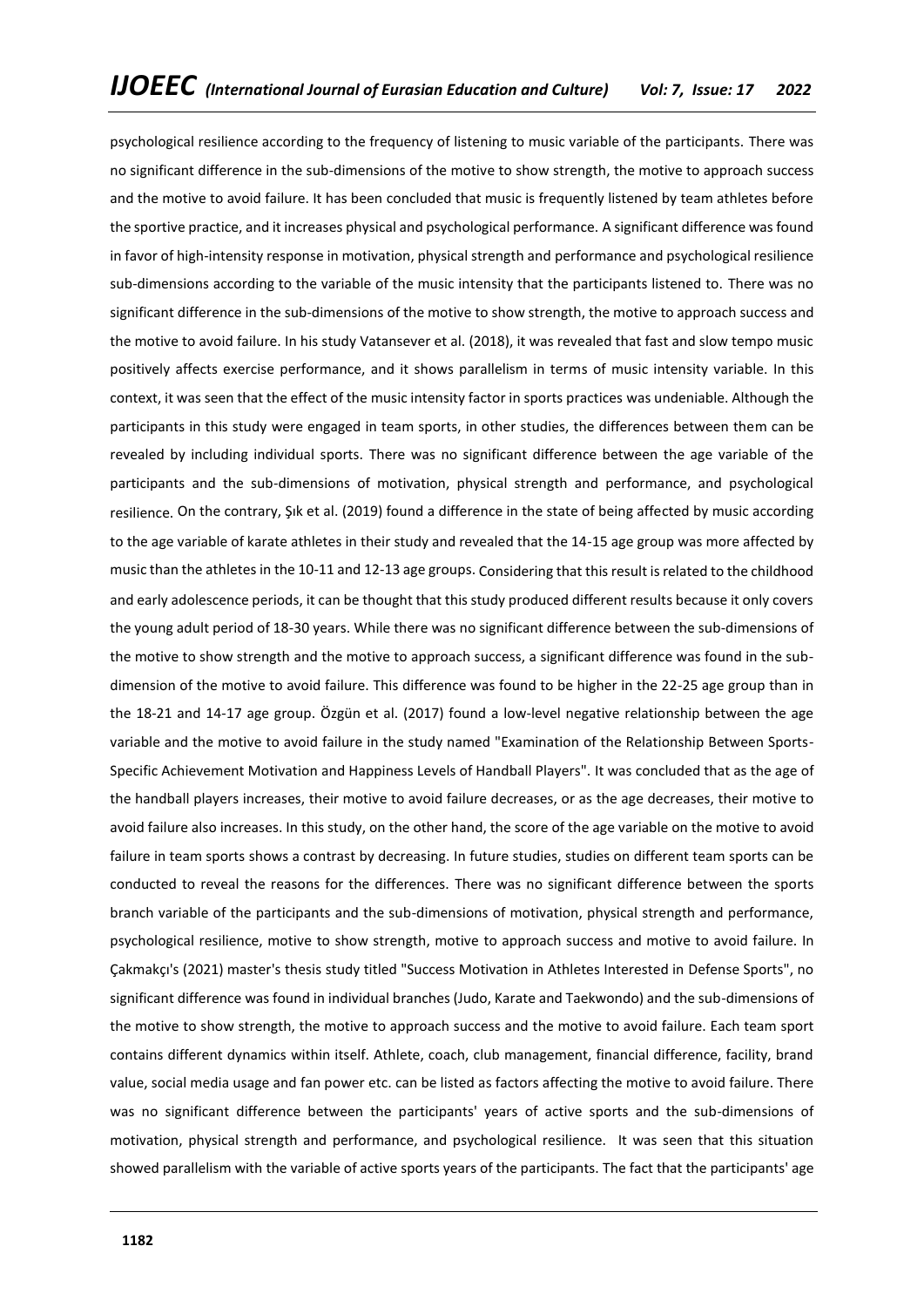psychological resilience according to the frequency of listening to music variable of the participants. There was no significant difference in the sub-dimensions of the motive to show strength, the motive to approach success and the motive to avoid failure. It has been concluded that music is frequently listened by team athletes before the sportive practice, and it increases physical and psychological performance. A significant difference was found in favor of high-intensity response in motivation, physical strength and performance and psychological resilience sub-dimensions according to the variable of the music intensity that the participants listened to. There was no significant difference in the sub-dimensions of the motive to show strength, the motive to approach success and the motive to avoid failure. In his study Vatansever et al. (2018), it was revealed that fast and slow tempo music positively affects exercise performance, and it shows parallelism in terms of music intensity variable. In this context, it was seen that the effect of the music intensity factor in sports practices was undeniable. Although the participants in this study were engaged in team sports, in other studies, the differences between them can be revealed by including individual sports. There was no significant difference between the age variable of the participants and the sub-dimensions of motivation, physical strength and performance, and psychological resilience. On the contrary, Şık et al. (2019) found a difference in the state of being affected by music according to the age variable of karate athletes in their study and revealed that the 14-15 age group was more affected by music than the athletes in the 10-11 and 12-13 age groups. Considering that this result is related to the childhood and early adolescence periods, it can be thought that this study produced different results because it only covers the young adult period of 18-30 years. While there was no significant difference between the sub-dimensions of the motive to show strength and the motive to approach success, a significant difference was found in the sub-dimension of the motive to avoid failure. This difference was found to be higher in the 22-25 age group than in the 18-21 and 14-17 age group. Özgün et al. (2017) found a low-level negative relationship between the age variable and the motive to avoid failure in the study named "Examination of the Relationship Between Sports-Specific Achievement Motivation and Happiness Levels of Handball Players". It was concluded that as the age of the handball players increases, their motive to avoid failure decreases, or as the age decreases, their motive to avoid failure also increases. In this study, on the other hand, the score of the age variable on the motive to avoid failure in team sports shows a contrast by decreasing. In future studies, studies on different team sports can be conducted to reveal the reasons for the differences. There was no significant difference between the sports branch variable of the participants and the sub-dimensions of motivation, physical strength and performance, psychological resilience, motive to show strength, motive to approach success and motive to avoid failure. In Çakmakçı's (2021) master's thesis study titled "Success Motivation in Athletes Interested in Defense Sports", no significant difference was found in individual branches (Judo, Karate and Taekwondo) and the sub-dimensions of the motive to show strength, the motive to approach success and the motive to avoid failure. Each team sport contains different dynamics within itself. Athlete, coach, club management, financial difference, facility, brand value, social media usage and fan power etc. can be listed as factors affecting the motive to avoid failure. There was no significant difference between the participants' years of active sports and the sub-dimensions of motivation, physical strength and performance, and psychological resilience. It was seen that this situation showed parallelism with the variable of active sports years of the participants. The fact that the participants' age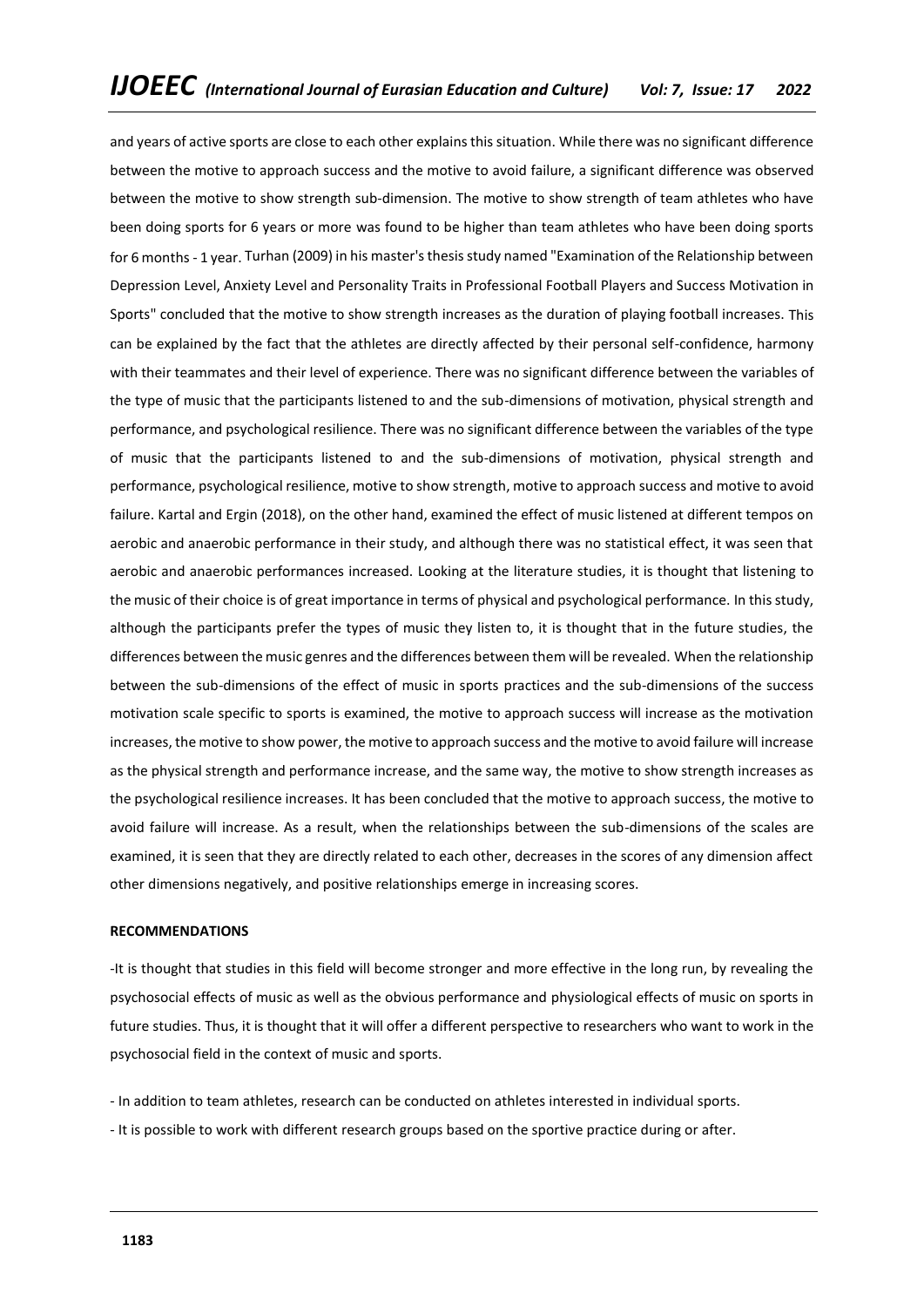and years of active sports are close to each other explains this situation. While there was no significant difference between the motive to approach success and the motive to avoid failure, a significant difference was observed between the motive to show strength sub-dimension. The motive to show strength of team athletes who have been doing sports for 6 years or more was found to be higher than team athletes who have been doing sports for 6 months - 1 year. Turhan (2009) in his master's thesis study named "Examination of the Relationship between Depression Level, Anxiety Level and Personality Traits in Professional Football Players and Success Motivation in Sports" concluded that the motive to show strength increases as the duration of playing football increases. This can be explained by the fact that the athletes are directly affected by their personal self-confidence, harmony with their teammates and their level of experience. There was no significant difference between the variables of the type of music that the participants listened to and the sub-dimensions of motivation, physical strength and performance, and psychological resilience. There was no significant difference between the variables of the type of music that the participants listened to and the sub-dimensions of motivation, physical strength and performance, psychological resilience, motive to show strength, motive to approach success and motive to avoid failure. Kartal and Ergin (2018), on the other hand, examined the effect of music listened at different tempos on aerobic and anaerobic performance in their study, and although there was no statistical effect, it was seen that aerobic and anaerobic performances increased. Looking at the literature studies, it is thought that listening to the music of their choice is of great importance in terms of physical and psychological performance. In this study, although the participants prefer the types of music they listen to, it is thought that in the future studies, the differences between the music genres and the differences between them will be revealed. When the relationship between the sub-dimensions of the effect of music in sports practices and the sub-dimensions of the success motivation scale specific to sports is examined, the motive to approach success will increase as the motivation increases, the motive to show power, the motive to approach success and the motive to avoid failure will increase as the physical strength and performance increase, and the same way, the motive to show strength increases as the psychological resilience increases. It has been concluded that the motive to approach success, the motive to avoid failure will increase. As a result, when the relationships between the sub-dimensions of the scales are examined, it is seen that they are directly related to each other, decreases in the scores of any dimension affect other dimensions negatively, and positive relationships emerge in increasing scores.

**RECOMMENDATIONS**

-It is thought that studies in this field will become stronger and more effective in the long run, by revealing the psychosocial effects of music as well as the obvious performance and physiological effects of music on sports in future studies. Thus, it is thought that it will offer a different perspective to researchers who want to work in the psychosocial field in the context of music and sports.

- In addition to team athletes, research can be conducted on athletes interested in individual sports.
- It is possible to work with different research groups based on the sportive practice during or after.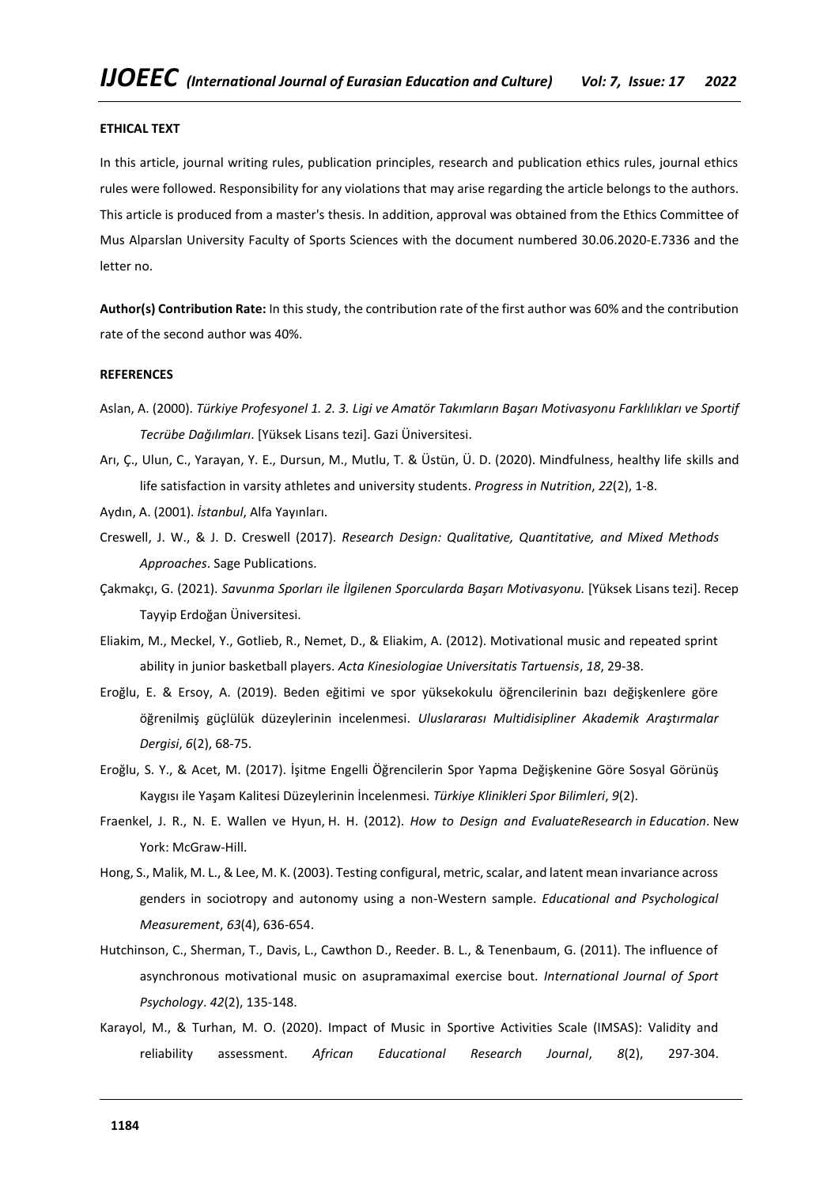**ETHICAL TEXT**

In this article, journal writing rules, publication principles, research and publication ethics rules, journal ethics rules were followed. Responsibility for any violations that may arise regarding the article belongs to the authors. This article is produced from a master's thesis. In addition, approval was obtained from the Ethics Committee of Mus Alparslan University Faculty of Sports Sciences with the document numbered 30.06.2020-E.7336 and the letter no.

**Author(s) Contribution Rate:** In this study, the contribution rate of the first author was 60% and the contribution rate of the second author was 40%.

**REFERENCES**

Aslan, A. (2000). *Türkiye Profesyonel 1. 2. 3. Ligi ve Amatör Takımların Başarı Motivasyonu Farklılıkları ve Sportif Tecrübe Dağılımları*. [Yüksek Lisans tezi]. Gazi Üniversitesi.

Arı, Ç., Ulun, C., Yarayan, Y. E., Dursun, M., Mutlu, T. & Üstün, Ü. D. (2020). Mindfulness, healthy life skills and life satisfaction in varsity athletes and university students. *Progress in Nutrition*, *22*(2), 1-8.

Aydın, A. (2001). *İstanbul*, Alfa Yayınları.

Creswell, J. W., & J. D. Creswell (2017). *Research Design: Qualitative, Quantitative, and Mixed Methods Approaches*. Sage Publications.

Çakmakçı, G. (2021). *Savunma Sporları ile İlgilenen Sporcularda Başarı Motivasyonu.* [Yüksek Lisans tezi]. Recep Tayyip Erdoğan Üniversitesi.

Eliakim, M., Meckel, Y., Gotlieb, R., Nemet, D., & Eliakim, A. (2012). Motivational music and repeated sprint ability in junior basketball players. *Acta Kinesiologiae Universitatis Tartuensis*, *18*, 29-38.

Eroğlu, E. & Ersoy, A. (2019). Beden eğitimi ve spor yüksekokulu öğrencilerinin bazı değişkenlere göre öğrenilmiş güçlülük düzeylerinin incelenmesi. *Uluslararası Multidisipliner Akademik Araştırmalar Dergisi*, *6*(2), 68-75.

Eroğlu, S. Y., & Acet, M. (2017). İşitme Engelli Öğrencilerin Spor Yapma Değişkenine Göre Sosyal Görünüş Kaygısı ile Yaşam Kalitesi Düzeylerinin İncelenmesi. *Türkiye Klinikleri Spor Bilimleri*, *9*(2).

Fraenkel, J. R., N. E. Wallen ve Hyun, H. H. (2012). *How to Design and EvaluateResearch in Education*. New York: McGraw-Hill.

Hong, S., Malik, M. L., & Lee, M. K. (2003). Testing configural, metric, scalar, and latent mean invariance across genders in sociotropy and autonomy using a non-Western sample. *Educational and Psychological Measurement*, *63*(4), 636-654.

Hutchinson, C., Sherman, T., Davis, L., Cawthon D., Reeder. B. L., & Tenenbaum, G. (2011). The influence of asynchronous motivational music on asupramaximal exercise bout. *International Journal of Sport Psychology*. *42*(2), 135-148.

Karayol, M., & Turhan, M. O. (2020). Impact of Music in Sportive Activities Scale (IMSAS): Validity and reliability assessment. *African Educational Research Journal*, *8*(2), 297-304.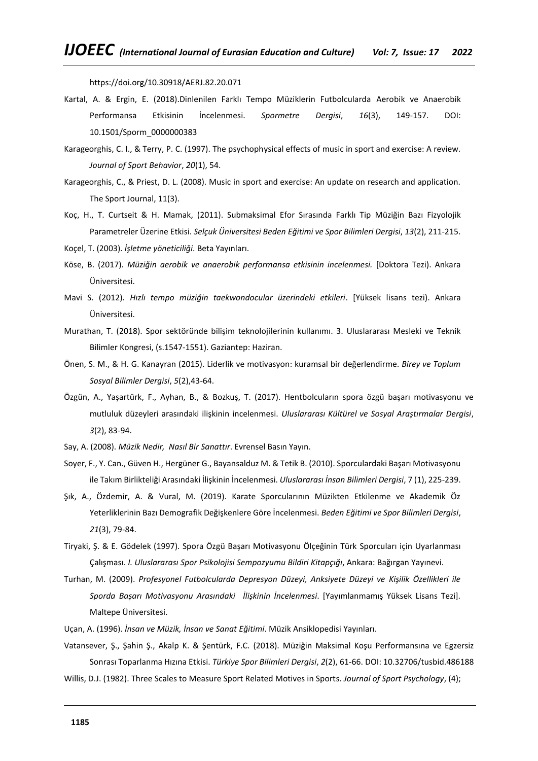https://doi.org/10.30918/AERJ.82.20.071

Kartal, A. & Ergin, E. (2018).Dinlenilen Farklı Tempo Müziklerin Futbolcularda Aerobik ve Anaerobik Performansa Etkisinin İncelenmesi. *Spormetre Dergisi*, *16*(3), 149-157. DOI: 10.1501/Sporm_0000000383

Karageorghis, C. I., & Terry, P. C. (1997). The psychophysical effects of music in sport and exercise: A review. *Journal of Sport Behavior*, *20*(1), 54.

Karageorghis, C., & Priest, D. L. (2008). Music in sport and exercise: An update on research and application. The Sport Journal, 11(3).

Koç, H., T. Curtseit & H. Mamak, (2011). Submaksimal Efor Sırasında Farklı Tip Müziğin Bazı Fizyolojik Parametreler Üzerine Etkisi. *Selçuk Üniversitesi Beden Eğitimi ve Spor Bilimleri Dergisi*, *13*(2), 211-215.

Koçel, T. (2003). *İşletme yöneticiliği*. Beta Yayınları.

Köse, B. (2017). *Müziğin aerobik ve anaerobik performansa etkisinin incelenmesi.* [Doktora Tezi). Ankara Üniversitesi.

Mavi S. (2012). *Hızlı tempo müziğin taekwondocular üzerindeki etkileri*. [Yüksek lisans tezi). Ankara Üniversitesi.

Murathan, T. (2018). Spor sektöründe bilişim teknolojilerinin kullanımı. 3. Uluslararası Mesleki ve Teknik Bilimler Kongresi, (s.1547-1551). Gaziantep: Haziran.

Önen, S. M., & H. G. Kanayran (2015). Liderlik ve motivasyon: kuramsal bir değerlendirme. *Birey ve Toplum Sosyal Bilimler Dergisi*, *5*(2),43-64.

Özgün, A., Yaşartürk, F., Ayhan, B., & Bozkuş, T. (2017). Hentbolcuların spora özgü başarı motivasyonu ve mutluluk düzeyleri arasındaki ilişkinin incelenmesi. *Uluslararası Kültürel ve Sosyal Araştırmalar Dergisi*, *3*(2), 83-94.

Say, A. (2008). *Müzik Nedir, Nasıl Bir Sanattır*. Evrensel Basın Yayın.

Soyer, F., Y. Can., Güven H., Hergüner G., Bayansalduz M. & Tetik B. (2010). Sporculardaki Başarı Motivasyonu ile Takım Birlikteliği Arasındaki İlişkinin İncelenmesi. *Uluslararası İnsan Bilimleri Dergisi*, 7 (1), 225-239.

Şık, A., Özdemir, A. & Vural, M. (2019). Karate Sporcularının Müzikten Etkilenme ve Akademik Öz Yeterliklerinin Bazı Demografik Değişkenlere Göre İncelenmesi. *Beden Eğitimi ve Spor Bilimleri Dergisi*, *21*(3), 79-84.

Tiryaki, Ş. & E. Gödelek (1997). Spora Özgü Başarı Motivasyonu Ölçeğinin Türk Sporcuları için Uyarlanması Çalışması. *I. Uluslararası Spor Psikolojisi Sempozyumu Bildiri Kitapçığı*, Ankara: Bağırgan Yayınevi.

Turhan, M. (2009). *Profesyonel Futbolcularda Depresyon Düzeyi, Anksiyete Düzeyi ve Kişilik Özellikleri ile Sporda Başarı Motivasyonu Arasındaki İlişkinin İncelenmesi*. [Yayımlanmamış Yüksek Lisans Tezi]. Maltepe Üniversitesi.

Uçan, A. (1996). *İnsan ve Müzik, İnsan ve Sanat Eğitimi*. Müzik Ansiklopedisi Yayınları.

Vatansever, Ş., Şahin Ş., Akalp K. & Şentürk, F.C. (2018). Müziğin Maksimal Koşu Performansına ve Egzersiz Sonrası Toparlanma Hızına Etkisi. *Türkiye Spor Bilimleri Dergisi*, *2*(2), 61-66. DOI: 10.32706/tusbid.486188

Willis, D.J. (1982). Three Scales to Measure Sport Related Motives in Sports. *Journal of Sport Psychology*, (4);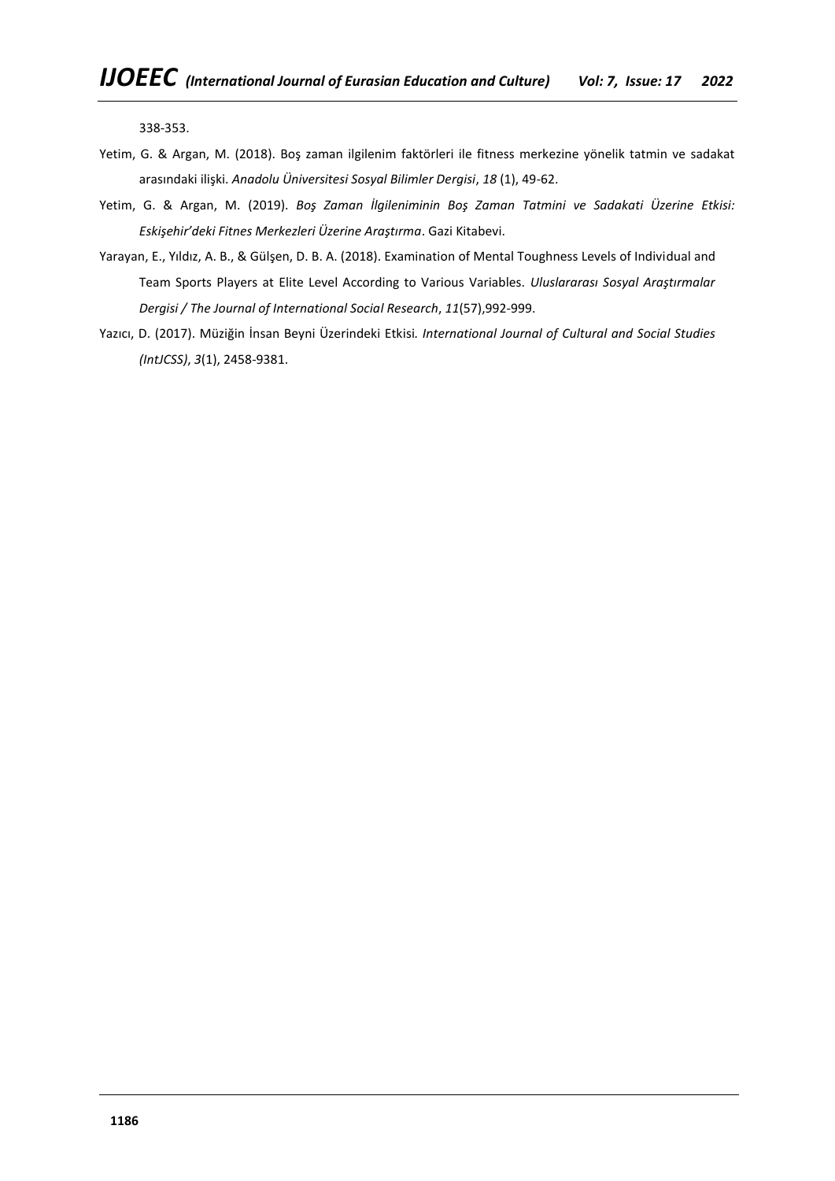338-353.

Yetim, G. & Argan, M. (2018). Boş zaman ilgilenim faktörleri ile fitness merkezine yönelik tatmin ve sadakat arasındaki ilişki. *Anadolu Üniversitesi Sosyal Bilimler Dergisi*, *18* (1), 49-62.

Yetim, G. & Argan, M. (2019). *Boş Zaman İlgileniminin Boş Zaman Tatmini ve Sadakati Üzerine Etkisi: Eskişehir'deki Fitnes Merkezleri Üzerine Araştırma*. Gazi Kitabevi.

Yarayan, E., Yıldız, A. B., & Gülşen, D. B. A. (2018). Examination of Mental Toughness Levels of Individual and Team Sports Players at Elite Level According to Various Variables. *Uluslararası Sosyal Araştırmalar Dergisi / The Journal of International Social Research*, *11*(57),992-999.

Yazıcı, D. (2017). Müziğin İnsan Beyni Üzerindeki Etkisi. *International Journal of Cultural and Social Studies (IntJCSS)*, *3*(1), 2458-9381.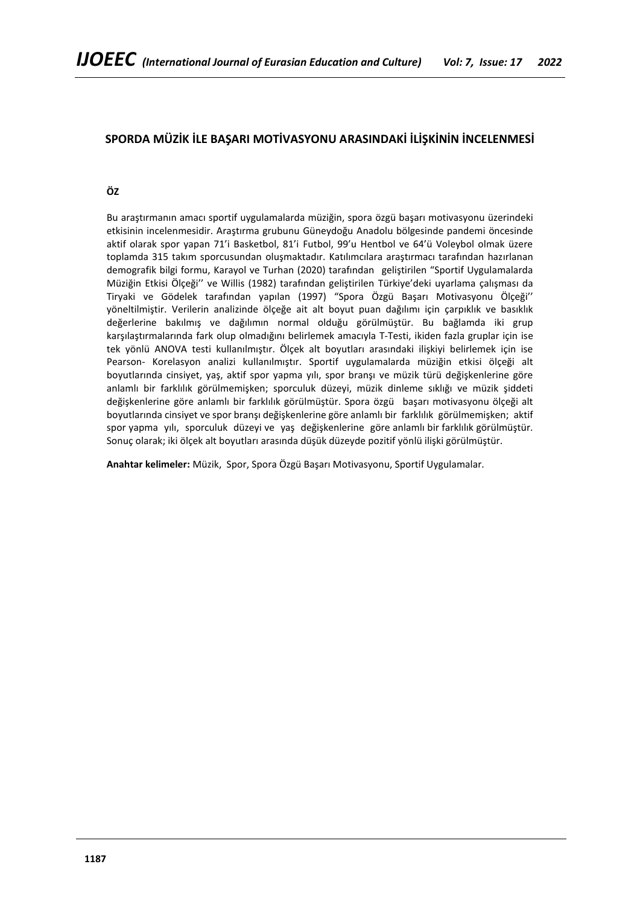## SPORDA MÜZİK İLE BAŞARI MOTİVASYONU ARASINDAKİ İLİŞKİNİN İNCELENMESİ

**ÖZ**

Bu araştırmanın amacı sportif uygulamalarda müziğin, spora özgü başarı motivasyonu üzerindeki etkisinin incelenmesidir. Araştırma grubunu Güneydoğu Anadolu bölgesinde pandemi öncesinde aktif olarak spor yapan 71'i Basketbol, 81'i Futbol, 99'u Hentbol ve 64'ü Voleybol olmak üzere toplamda 315 takım sporcusundan oluşmaktadır. Katılımcılara araştırmacı tarafından hazırlanan demografik bilgi formu, Karayol ve Turhan (2020) tarafından geliştirilen "Sportif Uygulamalarda Müziğin Etkisi Ölçeği'' ve Willis (1982) tarafından geliştirilen Türkiye'deki uyarlama çalışması da Tiryaki ve Gödelek tarafından yapılan (1997) "Spora Özgü Başarı Motivasyonu Ölçeği'' yöneltilmiştir. Verilerin analizinde ölçeğe ait alt boyut puan dağılımı için çarpıklık ve basıklık değerlerine bakılmış ve dağılımın normal olduğu görülmüştür. Bu bağlamda iki grup karşılaştırmalarında fark olup olmadığını belirlemek amacıyla T-Testi, ikiden fazla gruplar için ise tek yönlü ANOVA testi kullanılmıştır. Ölçek alt boyutları arasındaki ilişkiyi belirlemek için ise Pearson- Korelasyon analizi kullanılmıştır. Sportif uygulamalarda müziğin etkisi ölçeği alt boyutlarında cinsiyet, yaş, aktif spor yapma yılı, spor branşı ve müzik türü değişkenlerine göre anlamlı bir farklılık görülmemişken; sporculuk düzeyi, müzik dinleme sıklığı ve müzik şiddeti değişkenlerine göre anlamlı bir farklılık görülmüştür. Spora özgü başarı motivasyonu ölçeği alt boyutlarında cinsiyet ve spor branşı değişkenlerine göre anlamlı bir farklılık görülmemişken; aktif spor yapma yılı, sporculuk düzeyi ve yaş değişkenlerine göre anlamlı bir farklılık görülmüştür. Sonuç olarak; iki ölçek alt boyutları arasında düşük düzeyde pozitif yönlü ilişki görülmüştür.

**Anahtar kelimeler:** Müzik, Spor, Spora Özgü Başarı Motivasyonu, Sportif Uygulamalar.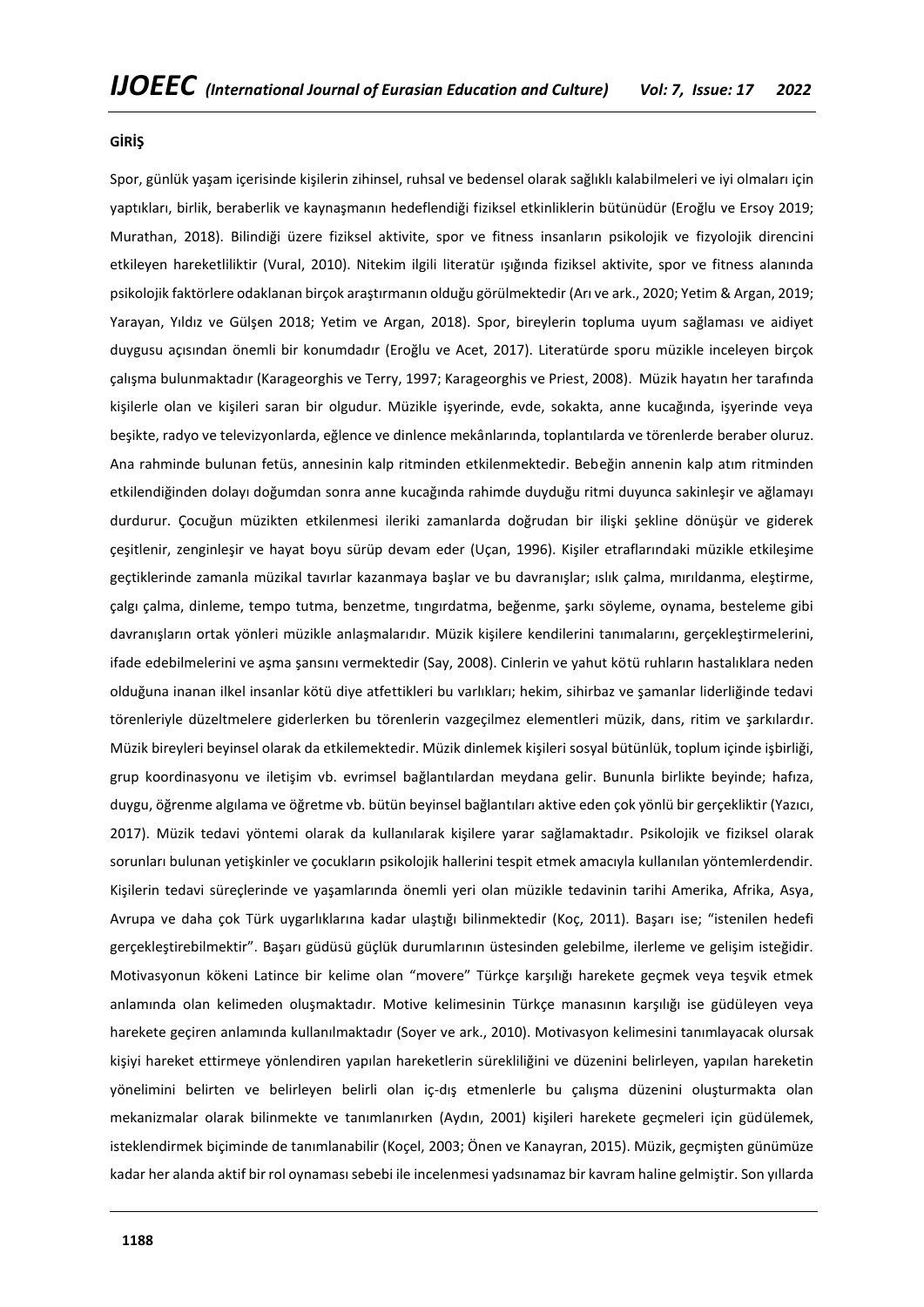## GİRİŞ

Spor, günlük yaşam içerisinde kişilerin zihinsel, ruhsal ve bedensel olarak sağlıklı kalabilmeleri ve iyi olmaları için yaptıkları, birlik, beraberlik ve kaynaşmanın hedeflendiği fiziksel etkinliklerin bütünüdür (Eroğlu ve Ersoy 2019; Murathan, 2018). Bilindiği üzere fiziksel aktivite, spor ve fitness insanların psikolojik ve fizyolojik direncini etkileyen hareketliliktir (Vural, 2010). Nitekim ilgili literatür ışığında fiziksel aktivite, spor ve fitness alanında psikolojik faktörlere odaklanan birçok araştırmanın olduğu görülmektedir (Arı ve ark., 2020; Yetim & Argan, 2019; Yarayan, Yıldız ve Gülşen 2018; Yetim ve Argan, 2018). Spor, bireylerin topluma uyum sağlaması ve aidiyet duygusu açısından önemli bir konumdadır (Eroğlu ve Acet, 2017). Literatürde sporu müzikle inceleyen birçok çalışma bulunmaktadır (Karageorghis ve Terry, 1997; Karageorghis ve Priest, 2008). Müzik hayatın her tarafında kişilerle olan ve kişileri saran bir olgudur. Müzikle işyerinde, evde, sokakta, anne kucağında, işyerinde veya beşikte, radyo ve televizyonlarda, eğlence ve dinlence mekânlarında, toplantılarda ve törenlerde beraber oluruz. Ana rahminde bulunan fetüs, annesinin kalp ritminden etkilenmektedir. Bebeğin annenin kalp atım ritminden etkilendiğinden dolayı doğumdan sonra anne kucağında rahimde duyduğu ritmi duyunca sakinleşir ve ağlamayı durdurur. Çocuğun müzikten etkilenmesi ileriki zamanlarda doğrudan bir ilişki şekline dönüşür ve giderek çeşitlenir, zenginleşir ve hayat boyu sürüp devam eder (Uçan, 1996). Kişiler etraflarındaki müzikle etkileşime geçtiklerinde zamanla müzikal tavırlar kazanmaya başlar ve bu davranışlar; ıslık çalma, mırıldanma, eleştirme, çalgı çalma, dinleme, tempo tutma, benzetme, tıngırdatma, beğenme, şarkı söyleme, oynama, besteleme gibi davranışların ortak yönleri müzikle anlaşmalarıdır. Müzik kişilere kendilerini tanımalarını, gerçekleştirmelerini, ifade edebilmelerini ve aşma şansını vermektedir (Say, 2008). Cinlerin ve yahut kötü ruhların hastalıklara neden olduğuna inanan ilkel insanlar kötü diye atfettikleri bu varlıkları; hekim, sihirbaz ve şamanlar liderliğinde tedavi törenleriyle düzeltmelere giderlerken bu törenlerin vazgeçilmez elementleri müzik, dans, ritim ve şarkılardır. Müzik bireyleri beyinsel olarak da etkilemektedir. Müzik dinlemek kişileri sosyal bütünlük, toplum içinde işbirliği, grup koordinasyonu ve iletişim vb. evrimsel bağlantılardan meydana gelir. Bununla birlikte beyinde; hafıza, duygu, öğrenme algılama ve öğretme vb. bütün beyinsel bağlantıları aktive eden çok yönlü bir gerçekliktir (Yazıcı, 2017). Müzik tedavi yöntemi olarak da kullanılarak kişilere yarar sağlamaktadır. Psikolojik ve fiziksel olarak sorunları bulunan yetişkinler ve çocukların psikolojik hallerini tespit etmek amacıyla kullanılan yöntemlerdendir. Kişilerin tedavi süreçlerinde ve yaşamlarında önemli yeri olan müzikle tedavinin tarihi Amerika, Afrika, Asya, Avrupa ve daha çok Türk uygarlıklarına kadar ulaştığı bilinmektedir (Koç, 2011). Başarı ise; "istenilen hedefi gerçekleştirebilmektir". Başarı güdüsü güçlük durumlarının üstesinden gelebilme, ilerleme ve gelişim isteğidir. Motivasyonun kökeni Latince bir kelime olan "movere" Türkçe karşılığı harekete geçmek veya teşvik etmek anlamında olan kelimeden oluşmaktadır. Motive kelimesinin Türkçe manasının karşılığı ise güdüleyen veya harekete geçiren anlamında kullanılmaktadır (Soyer ve ark., 2010). Motivasyon kelimesini tanımlayacak olursak kişiyi hareket ettirmeye yönlendiren yapılan hareketlerin sürekliliğini ve düzenini belirleyen, yapılan hareketin yönelimini belirten ve belirleyen belirli olan iç-dış etmenlerle bu çalışma düzenini oluşturmakta olan mekanizmalar olarak bilinmekte ve tanımlanırken (Aydın, 2001) kişileri harekete geçmeleri için güdülemek, isteklendirmek biçiminde de tanımlanabilir (Koçel, 2003; Önen ve Kanayran, 2015). Müzik, geçmişten günümüze kadar her alanda aktif bir rol oynaması sebebi ile incelenmesi yadsınamaz bir kavram haline gelmiştir. Son yıllarda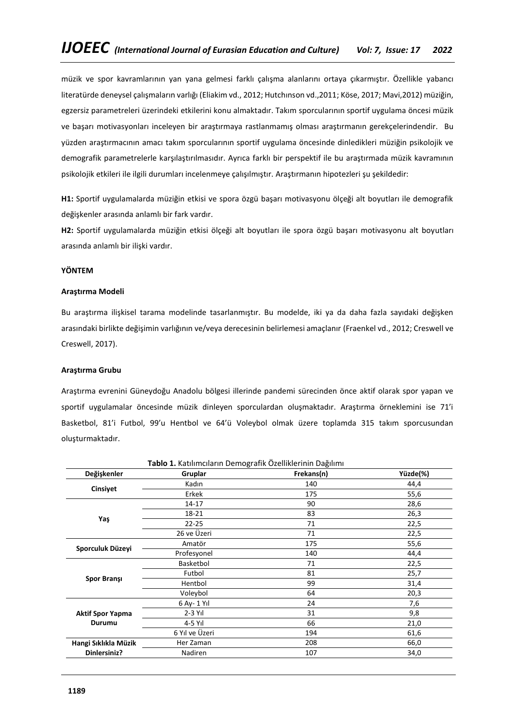müzik ve spor kavramlarının yan yana gelmesi farklı çalışma alanlarını ortaya çıkarmıştır. Özellikle yabancı literatürde deneysel çalışmaların varlığı (Eliakim vd., 2012; Hutchınson vd.,2011; Köse, 2017; Mavi,2012) müziğin, egzersiz parametreleri üzerindeki etkilerini konu almaktadır. Takım sporcularının sportif uygulama öncesi müzik ve başarı motivasyonları inceleyen bir araştırmaya rastlanmamış olması araştırmanın gerekçelerindendir. Bu yüzden araştırmacının amacı takım sporcularının sportif uygulama öncesinde dinledikleri müziğin psikolojik ve demografik parametrelerle karşılaştırılmasıdır. Ayrıca farklı bir perspektif ile bu araştırmada müzik kavramının psikolojik etkileri ile ilgili durumları incelenmeye çalışılmıştır. Araştırmanın hipotezleri şu şekildedir:

**H1:** Sportif uygulamalarda müziğin etkisi ve spora özgü başarı motivasyonu ölçeği alt boyutları ile demografik değişkenler arasında anlamlı bir fark vardır.

**H2:** Sportif uygulamalarda müziğin etkisi ölçeği alt boyutları ile spora özgü başarı motivasyonu alt boyutları arasında anlamlı bir ilişki vardır.

## YÖNTEM

### Araştırma Modeli

Bu araştırma ilişkisel tarama modelinde tasarlanmıştır. Bu modelde, iki ya da daha fazla sayıdaki değişken arasındaki birlikte değişimin varlığının ve/veya derecesinin belirlemesi amaçlanır (Fraenkel vd., 2012; Creswell ve Creswell, 2017).

### Araştırma Grubu

Araştırma evrenini Güneydoğu Anadolu bölgesi illerinde pandemi sürecinden önce aktif olarak spor yapan ve sportif uygulamalar öncesinde müzik dinleyen sporculardan oluşmaktadır. Araştırma örneklemini ise 71'i Basketbol, 81'i Futbol, 99'u Hentbol ve 64'ü Voleybol olmak üzere toplamda 315 takım sporcusundan oluşturmaktadır.

**Tablo 1.** Katılımcıların Demografik Özelliklerinin Dağılımı

| Değişkenler | Gruplar | Frekans(n) | Yüzde(%) |
|---|---|---|---|
| **Cinsiyet** | Kadın | 140 | 44,4 |
| | Erkek | 175 | 55,6 |
| **Yaş** | 14-17 | 90 | 28,6 |
| | 18-21 | 83 | 26,3 |
| | 22-25 | 71 | 22,5 |
| | 26 ve Üzeri | 71 | 22,5 |
| **Sporculuk Düzeyi** | Amatör | 175 | 55,6 |
| | Profesyonel | 140 | 44,4 |
| **Spor Branşı** | Basketbol | 71 | 22,5 |
| | Futbol | 81 | 25,7 |
| | Hentbol | 99 | 31,4 |
| | Voleybol | 64 | 20,3 |
| **Aktif Spor Yapma Durumu** | 6 Ay- 1 Yıl | 24 | 7,6 |
| | 2-3 Yıl | 31 | 9,8 |
| | 4-5 Yıl | 66 | 21,0 |
| | 6 Yıl ve Üzeri | 194 | 61,6 |
| **Hangi Sıklıkla Müzik Dinlersiniz?** | Her Zaman | 208 | 66,0 |
| | Nadiren | 107 | 34,0 |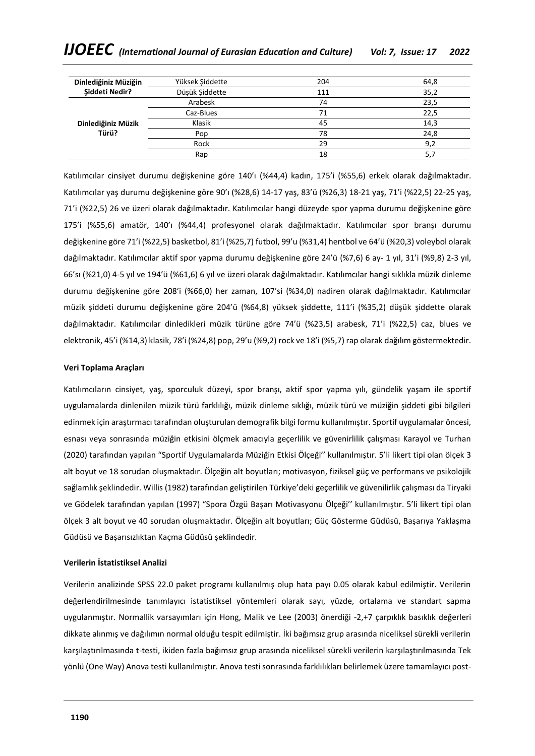| | | | |
|---|---|---|---|
| **Dinlediğiniz Müziğin Şiddeti Nedir?** | Yüksek Şiddette | 204 | 64,8 |
| | Düşük Şiddette | 111 | 35,2 |
| **Dinlediğiniz Müzik Türü?** | Arabesk | 74 | 23,5 |
| | Caz-Blues | 71 | 22,5 |
| | Klasik | 45 | 14,3 |
| | Pop | 78 | 24,8 |
| | Rock | 29 | 9,2 |
| | Rap | 18 | 5,7 |

Katılımcılar cinsiyet durumu değişkenine göre 140'ı (%44,4) kadın, 175'i (%55,6) erkek olarak dağılmaktadır. Katılımcılar yaş durumu değişkenine göre 90'ı (%28,6) 14-17 yaş, 83'ü (%26,3) 18-21 yaş, 71'i (%22,5) 22-25 yaş, 71'i (%22,5) 26 ve üzeri olarak dağılmaktadır. Katılımcılar hangi düzeyde spor yapma durumu değişkenine göre 175'i (%55,6) amatör, 140'ı (%44,4) profesyonel olarak dağılmaktadır. Katılımcılar spor branşı durumu değişkenine göre 71'i (%22,5) basketbol, 81'i (%25,7) futbol, 99'u (%31,4) hentbol ve 64'ü (%20,3) voleybol olarak dağılmaktadır. Katılımcılar aktif spor yapma durumu değişkenine göre 24'ü (%7,6) 6 ay- 1 yıl, 31'i (%9,8) 2-3 yıl, 66'sı (%21,0) 4-5 yıl ve 194'ü (%61,6) 6 yıl ve üzeri olarak dağılmaktadır. Katılımcılar hangi sıklıkla müzik dinleme durumu değişkenine göre 208'i (%66,0) her zaman, 107'si (%34,0) nadiren olarak dağılmaktadır. Katılımcılar müzik şiddeti durumu değişkenine göre 204'ü (%64,8) yüksek şiddette, 111'i (%35,2) düşük şiddette olarak dağılmaktadır. Katılımcılar dinledikleri müzik türüne göre 74'ü (%23,5) arabesk, 71'i (%22,5) caz, blues ve elektronik, 45'i (%14,3) klasik, 78'i (%24,8) pop, 29'u (%9,2) rock ve 18'i (%5,7) rap olarak dağılım göstermektedir.

**Veri Toplama Araçları**

Katılımcıların cinsiyet, yaş, sporculuk düzeyi, spor branşı, aktif spor yapma yılı, gündelik yaşam ile sportif uygulamalarda dinlenilen müzik türü farklılığı, müzik dinleme sıklığı, müzik türü ve müziğin şiddeti gibi bilgileri edinmek için araştırmacı tarafından oluşturulan demografik bilgi formu kullanılmıştır. Sportif uygulamalar öncesi, esnası veya sonrasında müziğin etkisini ölçmek amacıyla geçerlilik ve güvenirlilik çalışması Karayol ve Turhan (2020) tarafından yapılan "Sportif Uygulamalarda Müziğin Etkisi Ölçeği'' kullanılmıştır. 5'li likert tipi olan ölçek 3 alt boyut ve 18 sorudan oluşmaktadır. Ölçeğin alt boyutları; motivasyon, fiziksel güç ve performans ve psikolojik sağlamlık şeklindedir. Willis (1982) tarafından geliştirilen Türkiye'deki geçerlilik ve güvenilirlik çalışması da Tiryaki ve Gödelek tarafından yapılan (1997) "Spora Özgü Başarı Motivasyonu Ölçeği'' kullanılmıştır. 5'li likert tipi olan ölçek 3 alt boyut ve 40 sorudan oluşmaktadır. Ölçeğin alt boyutları; Güç Gösterme Güdüsü, Başarıya Yaklaşma Güdüsü ve Başarısızlıktan Kaçma Güdüsü şeklindedir.

**Verilerin İstatistiksel Analizi**

Verilerin analizinde SPSS 22.0 paket programı kullanılmış olup hata payı 0.05 olarak kabul edilmiştir. Verilerin değerlendirilmesinde tanımlayıcı istatistiksel yöntemleri olarak sayı, yüzde, ortalama ve standart sapma uygulanmıştır. Normallik varsayımları için Hong, Malik ve Lee (2003) önerdiği -2,+7 çarpıklık basıklık değerleri dikkate alınmış ve dağılımın normal olduğu tespit edilmiştir. İki bağımsız grup arasında niceliksel sürekli verilerin karşılaştırılmasında t-testi, ikiden fazla bağımsız grup arasında niceliksel sürekli verilerin karşılaştırılmasında Tek yönlü (One Way) Anova testi kullanılmıştır. Anova testi sonrasında farklılıkları belirlemek üzere tamamlayıcı post-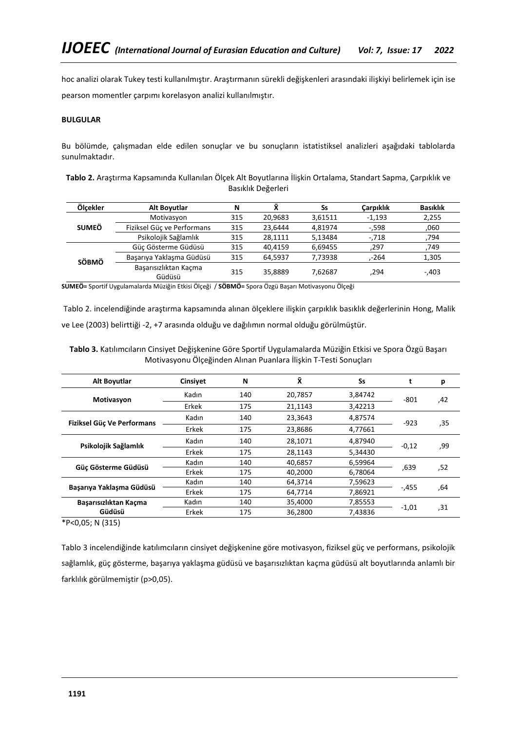hoc analizi olarak Tukey testi kullanılmıştır. Araştırmanın sürekli değişkenleri arasındaki ilişkiyi belirlemek için ise pearson momentler çarpımı korelasyon analizi kullanılmıştır.

**BULGULAR**

Bu bölümde, çalışmadan elde edilen sonuçlar ve bu sonuçların istatistiksel analizleri aşağıdaki tablolarda sunulmaktadır.

**Tablo 2.** Araştırma Kapsamında Kullanılan Ölçek Alt Boyutlarına İlişkin Ortalama, Standart Sapma, Çarpıklık ve Basıklık Değerleri

| Ölçekler | Alt Boyutlar | N | X̄ | Ss | Çarpıklık | Basıklık |
|---|---|---|---|---|---|---|
| SUMEÖ | Motivasyon | 315 | 20,9683 | 3,61511 | -1,193 | 2,255 |
| | Fiziksel Güç ve Performans | 315 | 23,6444 | 4,81974 | -,598 | ,060 |
| | Psikolojik Sağlamlık | 315 | 28,1111 | 5,13484 | -,718 | ,794 |
| SÖBMÖ | Güç Gösterme Güdüsü | 315 | 40,4159 | 6,69455 | ,297 | ,749 |
| | Başarıya Yaklaşma Güdüsü | 315 | 64,5937 | 7,73938 | ,-264 | 1,305 |
| | Başarısızlıktan Kaçma Güdüsü | 315 | 35,8889 | 7,62687 | ,294 | -,403 |

**SUMEÖ=** Sportif Uygulamalarda Müziğin Etkisi Ölçeği / **SÖBMÖ=** Spora Özgü Başarı Motivasyonu Ölçeği

Tablo 2. incelendiğinde araştırma kapsamında alınan ölçeklere ilişkin çarpıklık basıklık değerlerinin Hong, Malik ve Lee (2003) belirttiği -2, +7 arasında olduğu ve dağılımın normal olduğu görülmüştür.

**Tablo 3.** Katılımcıların Cinsiyet Değişkenine Göre Sportif Uygulamalarda Müziğin Etkisi ve Spora Özgü Başarı Motivasyonu Ölçeğinden Alınan Puanlara İlişkin T-Testi Sonuçları

| Alt Boyutlar | Cinsiyet | N | X̄ | Ss | t | p |
|---|---|---|---|---|---|---|
| **Motivasyon** | Kadın | 140 | 20,7857 | 3,84742 | -801 | ,42 |
| | Erkek | 175 | 21,1143 | 3,42213 | | |
| **Fiziksel Güç Ve Performans** | Kadın | 140 | 23,3643 | 4,87574 | -923 | ,35 |
| | Erkek | 175 | 23,8686 | 4,77661 | | |
| **Psikolojik Sağlamlık** | Kadın | 140 | 28,1071 | 4,87940 | -0,12 | ,99 |
| | Erkek | 175 | 28,1143 | 5,34430 | | |
| **Güç Gösterme Güdüsü** | Kadın | 140 | 40,6857 | 6,59964 | ,639 | ,52 |
| | Erkek | 175 | 40,2000 | 6,78064 | | |
| **Başarıya Yaklaşma Güdüsü** | Kadın | 140 | 64,3714 | 7,59623 | -,455 | ,64 |
| | Erkek | 175 | 64,7714 | 7,86921 | | |
| **Başarısızlıktan Kaçma Güdüsü** | Kadın | 140 | 35,4000 | 7,85553 | -1,01 | ,31 |
| | Erkek | 175 | 36,2800 | 7,43836 | | |

*P<0,05; N (315)

Tablo 3 incelendiğinde katılımcıların cinsiyet değişkenine göre motivasyon, fiziksel güç ve performans, psikolojik sağlamlık, güç gösterme, başarıya yaklaşma güdüsü ve başarısızlıktan kaçma güdüsü alt boyutlarında anlamlı bir farklılık görülmemiştir (p>0,05).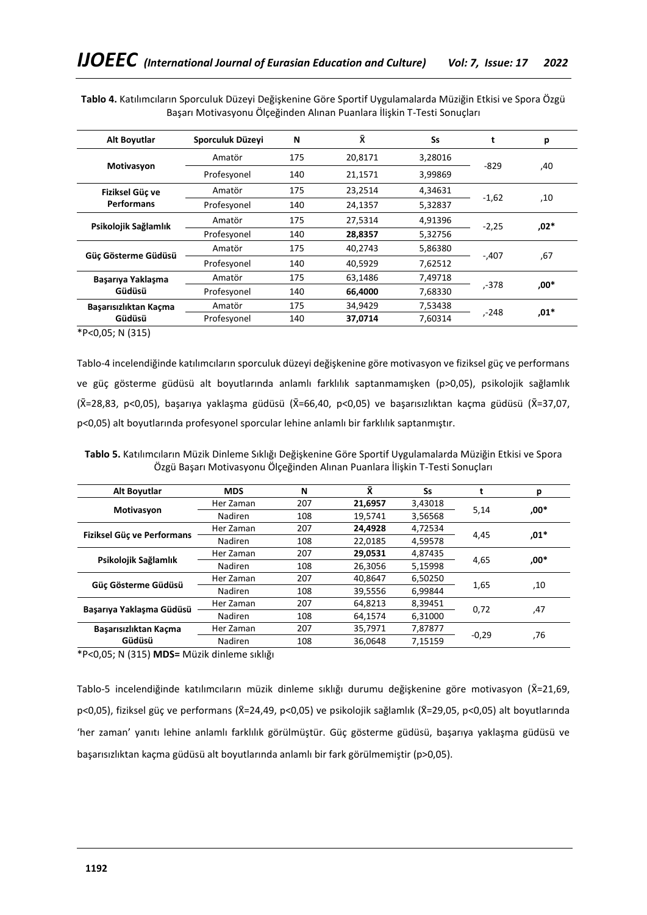**Tablo 4.** Katılımcıların Sporculuk Düzeyi Değişkenine Göre Sportif Uygulamalarda Müziğin Etkisi ve Spora Özgü Başarı Motivasyonu Ölçeğinden Alınan Puanlara İlişkin T-Testi Sonuçları

| Alt Boyutlar | Sporculuk Düzeyi | N | X̄ | Ss | t | p |
|---|---|---|---|---|---|---|
| **Motivasyon** | Amatör | 175 | 20,8171 | 3,28016 | -829 | ,40 |
| | Profesyonel | 140 | 21,1571 | 3,99869 | | |
| **Fiziksel Güç ve Performans** | Amatör | 175 | 23,2514 | 4,34631 | -1,62 | ,10 |
| | Profesyonel | 140 | 24,1357 | 5,32837 | | |
| **Psikolojik Sağlamlık** | Amatör | 175 | 27,5314 | 4,91396 | -2,25 | **,02*** |
| | Profesyonel | 140 | **28,8357** | 5,32756 | | |
| **Güç Gösterme Güdüsü** | Amatör | 175 | 40,2743 | 5,86380 | -,407 | ,67 |
| | Profesyonel | 140 | 40,5929 | 7,62512 | | |
| **Başarıya Yaklaşma Güdüsü** | Amatör | 175 | 63,1486 | 7,49718 | ,-378 | **,00*** |
| | Profesyonel | 140 | **66,4000** | 7,68330 | | |
| **Başarısızlıktan Kaçma Güdüsü** | Amatör | 175 | 34,9429 | 7,53438 | ,-248 | **,01*** |
| | Profesyonel | 140 | **37,0714** | 7,60314 | | |

*P<0,05; N (315)

Tablo-4 incelendiğinde katılımcıların sporculuk düzeyi değişkenine göre motivasyon ve fiziksel güç ve performans ve güç gösterme güdüsü alt boyutlarında anlamlı farklılık saptanmamışken (p>0,05), psikolojik sağlamlık (X̄=28,83, p<0,05), başarıya yaklaşma güdüsü (X̄=66,40, p<0,05) ve başarısızlıktan kaçma güdüsü (X̄=37,07, p<0,05) alt boyutlarında profesyonel sporcular lehine anlamlı bir farklılık saptanmıştır.

**Tablo 5.** Katılımcıların Müzik Dinleme Sıklığı Değişkenine Göre Sportif Uygulamalarda Müziğin Etkisi ve Spora Özgü Başarı Motivasyonu Ölçeğinden Alınan Puanlara İlişkin T-Testi Sonuçları

| Alt Boyutlar | MDS | N | X̄ | Ss | t | p |
|---|---|---|---|---|---|---|
| **Motivasyon** | Her Zaman | 207 | **21,6957** | 3,43018 | 5,14 | **,00*** |
| | Nadiren | 108 | 19,5741 | 3,56568 | | |
| **Fiziksel Güç ve Performans** | Her Zaman | 207 | **24,4928** | 4,72534 | 4,45 | **,01*** |
| | Nadiren | 108 | 22,0185 | 4,59578 | | |
| **Psikolojik Sağlamlık** | Her Zaman | 207 | **29,0531** | 4,87435 | 4,65 | **,00*** |
| | Nadiren | 108 | 26,3056 | 5,15998 | | |
| **Güç Gösterme Güdüsü** | Her Zaman | 207 | 40,8647 | 6,50250 | 1,65 | ,10 |
| | Nadiren | 108 | 39,5556 | 6,99844 | | |
| **Başarıya Yaklaşma Güdüsü** | Her Zaman | 207 | 64,8213 | 8,39451 | 0,72 | ,47 |
| | Nadiren | 108 | 64,1574 | 6,31000 | | |
| **Başarısızlıktan Kaçma Güdüsü** | Her Zaman | 207 | 35,7971 | 7,87877 | -0,29 | ,76 |
| | Nadiren | 108 | 36,0648 | 7,15159 | | |

*P<0,05; N (315) **MDS=** Müzik dinleme sıklığı

Tablo-5 incelendiğinde katılımcıların müzik dinleme sıklığı durumu değişkenine göre motivasyon (X̄=21,69, p<0,05), fiziksel güç ve performans (X̄=24,49, p<0,05) ve psikolojik sağlamlık (X̄=29,05, p<0,05) alt boyutlarında 'her zaman' yanıtı lehine anlamlı farklılık görülmüştür. Güç gösterme güdüsü, başarıya yaklaşma güdüsü ve başarısızlıktan kaçma güdüsü alt boyutlarında anlamlı bir fark görülmemiştir (p>0,05).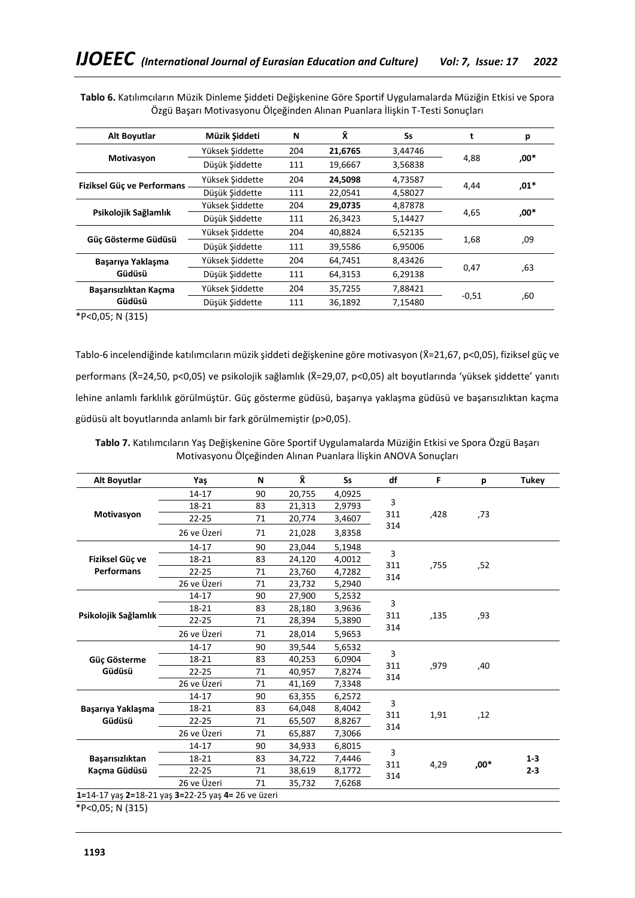**Tablo 6.** Katılımcıların Müzik Dinleme Şiddeti Değişkenine Göre Sportif Uygulamalarda Müziğin Etkisi ve Spora Özgü Başarı Motivasyonu Ölçeğinden Alınan Puanlara İlişkin T-Testi Sonuçları

| Alt Boyutlar | Müzik Şiddeti | N | X̄ | Ss | t | p |
|---|---|---|---|---|---|---|
| Motivasyon | Yüksek Şiddette | 204 | **21,6765** | 3,44746 | 4,88 | **,00*** |
| | Düşük Şiddette | 111 | 19,6667 | 3,56838 | | |
| Fiziksel Güç ve Performans | Yüksek Şiddette | 204 | **24,5098** | 4,73587 | 4,44 | **,01*** |
| | Düşük Şiddette | 111 | 22,0541 | 4,58027 | | |
| Psikolojik Sağlamlık | Yüksek Şiddette | 204 | **29,0735** | 4,87878 | 4,65 | **,00*** |
| | Düşük Şiddette | 111 | 26,3423 | 5,14427 | | |
| Güç Gösterme Güdüsü | Yüksek Şiddette | 204 | 40,8824 | 6,52135 | 1,68 | ,09 |
| | Düşük Şiddette | 111 | 39,5586 | 6,95006 | | |
| Başarıya Yaklaşma Güdüsü | Yüksek Şiddette | 204 | 64,7451 | 8,43426 | 0,47 | ,63 |
| | Düşük Şiddette | 111 | 64,3153 | 6,29138 | | |
| Başarısızlıktan Kaçma Güdüsü | Yüksek Şiddette | 204 | 35,7255 | 7,88421 | -0,51 | ,60 |
| | Düşük Şiddette | 111 | 36,1892 | 7,15480 | | |

*P<0,05; N (315)

Tablo-6 incelendiğinde katılımcıların müzik şiddeti değişkenine göre motivasyon (X̄=21,67, p<0,05), fiziksel güç ve performans (X̄=24,50, p<0,05) ve psikolojik sağlamlık (X̄=29,07, p<0,05) alt boyutlarında 'yüksek şiddette' yanıtı lehine anlamlı farklılık görülmüştür. Güç gösterme güdüsü, başarıya yaklaşma güdüsü ve başarısızlıktan kaçma güdüsü alt boyutlarında anlamlı bir fark görülmemiştir (p>0,05).

**Tablo 7.** Katılımcıların Yaş Değişkenine Göre Sportif Uygulamalarda Müziğin Etkisi ve Spora Özgü Başarı Motivasyonu Ölçeğinden Alınan Puanlara İlişkin ANOVA Sonuçları

| Alt Boyutlar | Yaş | N | X̄ | Ss | df | F | p | Tukey |
|---|---|---|---|---|---|---|---|---|
| Motivasyon | 14-17 | 90 | 20,755 | 4,0925 | 3 | ,428 | ,73 | |
| | 18-21 | 83 | 21,313 | 2,9793 | 311 | | | |
| | 22-25 | 71 | 20,774 | 3,4607 | 314 | | | |
| | 26 ve Üzeri | 71 | 21,028 | 3,8358 | | | | |
| Fiziksel Güç ve Performans | 14-17 | 90 | 23,044 | 5,1948 | 3 | ,755 | ,52 | |
| | 18-21 | 83 | 24,120 | 4,0012 | 311 | | | |
| | 22-25 | 71 | 23,760 | 4,7282 | 314 | | | |
| | 26 ve Üzeri | 71 | 23,732 | 5,2940 | | | | |
| Psikolojik Sağlamlık | 14-17 | 90 | 27,900 | 5,2532 | 3 | ,135 | ,93 | |
| | 18-21 | 83 | 28,180 | 3,9636 | 311 | | | |
| | 22-25 | 71 | 28,394 | 5,3890 | 314 | | | |
| | 26 ve Üzeri | 71 | 28,014 | 5,9653 | | | | |
| Güç Gösterme Güdüsü | 14-17 | 90 | 39,544 | 5,6532 | 3 | ,979 | ,40 | |
| | 18-21 | 83 | 40,253 | 6,0904 | 311 | | | |
| | 22-25 | 71 | 40,957 | 7,8274 | 314 | | | |
| | 26 ve Üzeri | 71 | 41,169 | 7,3348 | | | | |
| Başarıya Yaklaşma Güdüsü | 14-17 | 90 | 63,355 | 6,2572 | 3 | 1,91 | ,12 | |
| | 18-21 | 83 | 64,048 | 8,4042 | 311 | | | |
| | 22-25 | 71 | 65,507 | 8,8267 | 314 | | | |
| | 26 ve Üzeri | 71 | 65,887 | 7,3066 | | | | |
| Başarısızlıktan Kaçma Güdüsü | 14-17 | 90 | 34,933 | 6,8015 | 3 | 4,29 | **,00*** | **1-3** |
| | 18-21 | 83 | 34,722 | 7,4446 | 311 | | | **2-3** |
| | 22-25 | 71 | 38,619 | 8,1772 | 314 | | | |
| | 26 ve Üzeri | 71 | 35,732 | 7,6268 | | | | |

**1=**14-17 yaş **2=**18-21 yaş **3=**22-25 yaş **4=** 26 ve üzeri

*P<0,05; N (315)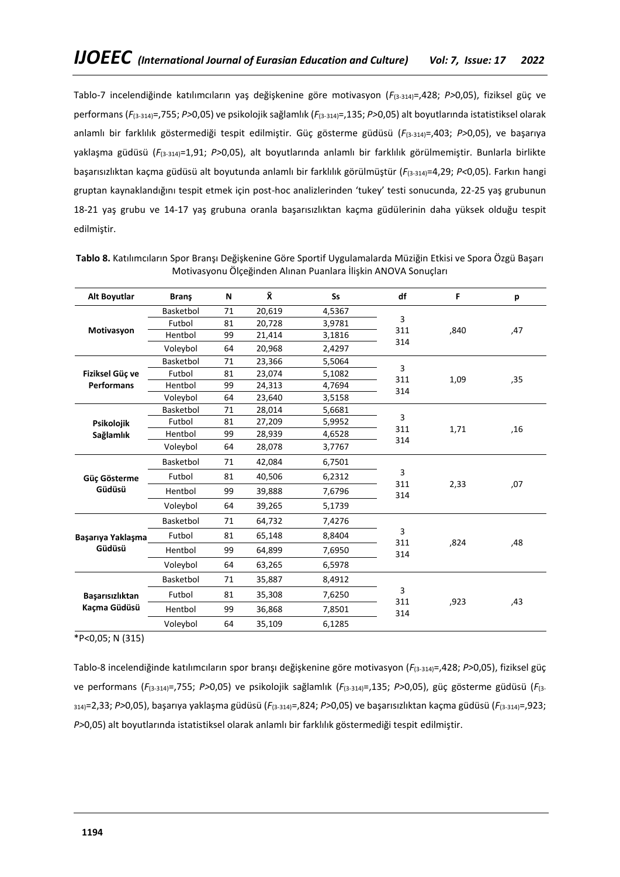Tablo-7 incelendiğinde katılımcıların yaş değişkenine göre motivasyon ($F_{(3\text{-}314)}$=,428; $P$>0,05), fiziksel güç ve performans ($F_{(3\text{-}314)}$=,755; $P$>0,05) ve psikolojik sağlamlık ($F_{(3\text{-}314)}$=,135; $P$>0,05) alt boyutlarında istatistiksel olarak anlamlı bir farklılık göstermediği tespit edilmiştir. Güç gösterme güdüsü ($F_{(3\text{-}314)}$=,403; $P$>0,05), ve başarıya yaklaşma güdüsü ($F_{(3\text{-}314)}$=1,91; $P$>0,05), alt boyutlarında anlamlı bir farklılık görülmemiştir. Bunlarla birlikte başarısızlıktan kaçma güdüsü alt boyutunda anlamlı bir farklılık görülmüştür ($F_{(3\text{-}314)}$=4,29; $P$<0,05). Farkın hangi gruptan kaynaklandığını tespit etmek için post-hoc analizlerinden 'tukey' testi sonucunda, 22-25 yaş grubunun 18-21 yaş grubu ve 14-17 yaş grubuna oranla başarısızlıktan kaçma güdülerinin daha yüksek olduğu tespit edilmiştir.

**Tablo 8.** Katılımcıların Spor Branşı Değişkenine Göre Sportif Uygulamalarda Müziğin Etkisi ve Spora Özgü Başarı Motivasyonu Ölçeğinden Alınan Puanlara İlişkin ANOVA Sonuçları

| Alt Boyutlar | Branş | N | X̄ | Ss | df | F | p |
|---|---|---|---|---|---|---|---|
| **Motivasyon** | Basketbol | 71 | 20,619 | 4,5367 | 3<br>311<br>314 | ,840 | ,47 |
| | Futbol | 81 | 20,728 | 3,9781 | | | |
| | Hentbol | 99 | 21,414 | 3,1816 | | | |
| | Voleybol | 64 | 20,968 | 2,4297 | | | |
| **Fiziksel Güç ve Performans** | Basketbol | 71 | 23,366 | 5,5064 | 3<br>311<br>314 | 1,09 | ,35 |
| | Futbol | 81 | 23,074 | 5,1082 | | | |
| | Hentbol | 99 | 24,313 | 4,7694 | | | |
| | Voleybol | 64 | 23,640 | 3,5158 | | | |
| **Psikolojik Sağlamlık** | Basketbol | 71 | 28,014 | 5,6681 | 3<br>311<br>314 | 1,71 | ,16 |
| | Futbol | 81 | 27,209 | 5,9952 | | | |
| | Hentbol | 99 | 28,939 | 4,6528 | | | |
| | Voleybol | 64 | 28,078 | 3,7767 | | | |
| **Güç Gösterme Güdüsü** | Basketbol | 71 | 42,084 | 6,7501 | 3<br>311<br>314 | 2,33 | ,07 |
| | Futbol | 81 | 40,506 | 6,2312 | | | |
| | Hentbol | 99 | 39,888 | 7,6796 | | | |
| | Voleybol | 64 | 39,265 | 5,1739 | | | |
| **Başarıya Yaklaşma Güdüsü** | Basketbol | 71 | 64,732 | 7,4276 | 3<br>311<br>314 | ,824 | ,48 |
| | Futbol | 81 | 65,148 | 8,8404 | | | |
| | Hentbol | 99 | 64,899 | 7,6950 | | | |
| | Voleybol | 64 | 63,265 | 6,5978 | | | |
| **Başarısızlıktan Kaçma Güdüsü** | Basketbol | 71 | 35,887 | 8,4912 | 3<br>311<br>314 | ,923 | ,43 |
| | Futbol | 81 | 35,308 | 7,6250 | | | |
| | Hentbol | 99 | 36,868 | 7,8501 | | | |
| | Voleybol | 64 | 35,109 | 6,1285 | | | |

*P<0,05; N (315)

Tablo-8 incelendiğinde katılımcıların spor branşı değişkenine göre motivasyon ($F_{(3\text{-}314)}$=,428; $P$>0,05), fiziksel güç ve performans ($F_{(3\text{-}314)}$=,755; $P$>0,05) ve psikolojik sağlamlık ($F_{(3\text{-}314)}$=,135; $P$>0,05), güç gösterme güdüsü ($F_{(3\text{-}314)}$=2,33; $P$>0,05), başarıya yaklaşma güdüsü ($F_{(3\text{-}314)}$=,824; $P$>0,05) ve başarısızlıktan kaçma güdüsü ($F_{(3\text{-}314)}$=,923; $P$>0,05) alt boyutlarında istatistiksel olarak anlamlı bir farklılık göstermediği tespit edilmiştir.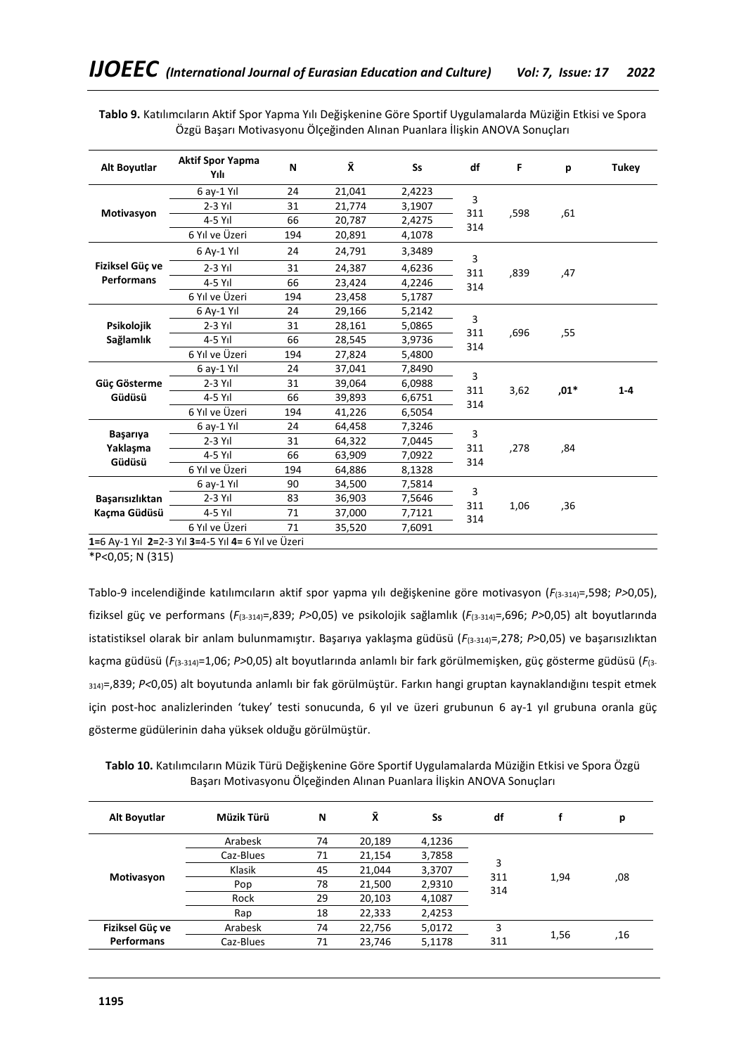**Tablo 9.** Katılımcıların Aktif Spor Yapma Yılı Değişkenine Göre Sportif Uygulamalarda Müziğin Etkisi ve Spora Özgü Başarı Motivasyonu Ölçeğinden Alınan Puanlara İlişkin ANOVA Sonuçları

| Alt Boyutlar | Aktif Spor Yapma Yılı | N | X̄ | Ss | df | F | p | Tukey |
|---|---|---|---|---|---|---|---|---|
| **Motivasyon** | 6 ay-1 Yıl | 24 | 21,041 | 2,4223 | 3<br>311<br>314 | ,598 | ,61 | |
| | 2-3 Yıl | 31 | 21,774 | 3,1907 | | | | |
| | 4-5 Yıl | 66 | 20,787 | 2,4275 | | | | |
| | 6 Yıl ve Üzeri | 194 | 20,891 | 4,1078 | | | | |
| **Fiziksel Güç ve Performans** | 6 Ay-1 Yıl | 24 | 24,791 | 3,3489 | 3<br>311<br>314 | ,839 | ,47 | |
| | 2-3 Yıl | 31 | 24,387 | 4,6236 | | | | |
| | 4-5 Yıl | 66 | 23,424 | 4,2246 | | | | |
| | 6 Yıl ve Üzeri | 194 | 23,458 | 5,1787 | | | | |
| **Psikolojik Sağlamlık** | 6 Ay-1 Yıl | 24 | 29,166 | 5,2142 | 3<br>311<br>314 | ,696 | ,55 | |
| | 2-3 Yıl | 31 | 28,161 | 5,0865 | | | | |
| | 4-5 Yıl | 66 | 28,545 | 3,9736 | | | | |
| | 6 Yıl ve Üzeri | 194 | 27,824 | 5,4800 | | | | |
| **Güç Gösterme Güdüsü** | 6 ay-1 Yıl | 24 | 37,041 | 7,8490 | 3<br>311<br>314 | 3,62 | **,01*** | **1-4** |
| | 2-3 Yıl | 31 | 39,064 | 6,0988 | | | | |
| | 4-5 Yıl | 66 | 39,893 | 6,6751 | | | | |
| | 6 Yıl ve Üzeri | 194 | 41,226 | 6,5054 | | | | |
| **Başarıya Yaklaşma Güdüsü** | 6 ay-1 Yıl | 24 | 64,458 | 7,3246 | 3<br>311<br>314 | ,278 | ,84 | |
| | 2-3 Yıl | 31 | 64,322 | 7,0445 | | | | |
| | 4-5 Yıl | 66 | 63,909 | 7,0922 | | | | |
| | 6 Yıl ve Üzeri | 194 | 64,886 | 8,1328 | | | | |
| **Başarısızlıktan Kaçma Güdüsü** | 6 ay-1 Yıl | 90 | 34,500 | 7,5814 | 3<br>311<br>314 | 1,06 | ,36 | |
| | 2-3 Yıl | 83 | 36,903 | 7,5646 | | | | |
| | 4-5 Yıl | 71 | 37,000 | 7,7121 | | | | |
| | 6 Yıl ve Üzeri | 71 | 35,520 | 7,6091 | | | | |

**1=**6 Ay-1 Yıl **2=**2-3 Yıl **3=**4-5 Yıl **4=** 6 Yıl ve Üzeri

*P<0,05; N (315)

Tablo-9 incelendiğinde katılımcıların aktif spor yapma yılı değişkenine göre motivasyon ($F_{(3\text{-}314)}$=,598; $P$>0,05), fiziksel güç ve performans ($F_{(3\text{-}314)}$=,839; $P$>0,05) ve psikolojik sağlamlık ($F_{(3\text{-}314)}$=,696; $P$>0,05) alt boyutlarında istatistiksel olarak bir anlam bulunmamıştır. Başarıya yaklaşma güdüsü ($F_{(3\text{-}314)}$=,278; $P$>0,05) ve başarısızlıktan kaçma güdüsü ($F_{(3\text{-}314)}$=1,06; $P$>0,05) alt boyutlarında anlamlı bir fark görülmemişken, güç gösterme güdüsü ($F_{(3\text{-}314)}$=,839; $P$<0,05) alt boyutunda anlamlı bir fak görülmüştür. Farkın hangi gruptan kaynaklandığını tespit etmek için post-hoc analizlerinden 'tukey' testi sonucunda, 6 yıl ve üzeri grubunun 6 ay-1 yıl grubuna oranla güç gösterme güdülerinin daha yüksek olduğu görülmüştür.

**Tablo 10.** Katılımcıların Müzik Türü Değişkenine Göre Sportif Uygulamalarda Müziğin Etkisi ve Spora Özgü Başarı Motivasyonu Ölçeğinden Alınan Puanlara İlişkin ANOVA Sonuçları

| Alt Boyutlar | Müzik Türü | N | X̄ | Ss | df | f | p |
|---|---|---|---|---|---|---|---|
| **Motivasyon** | Arabesk | 74 | 20,189 | 4,1236 | 3<br>311<br>314 | 1,94 | ,08 |
| | Caz-Blues | 71 | 21,154 | 3,7858 | | | |
| | Klasik | 45 | 21,044 | 3,3707 | | | |
| | Pop | 78 | 21,500 | 2,9310 | | | |
| | Rock | 29 | 20,103 | 4,1087 | | | |
| | Rap | 18 | 22,333 | 2,4253 | | | |
| **Fiziksel Güç ve Performans** | Arabesk | 74 | 22,756 | 5,0172 | 3<br>311 | 1,56 | ,16 |
| | Caz-Blues | 71 | 23,746 | 5,1178 | | | |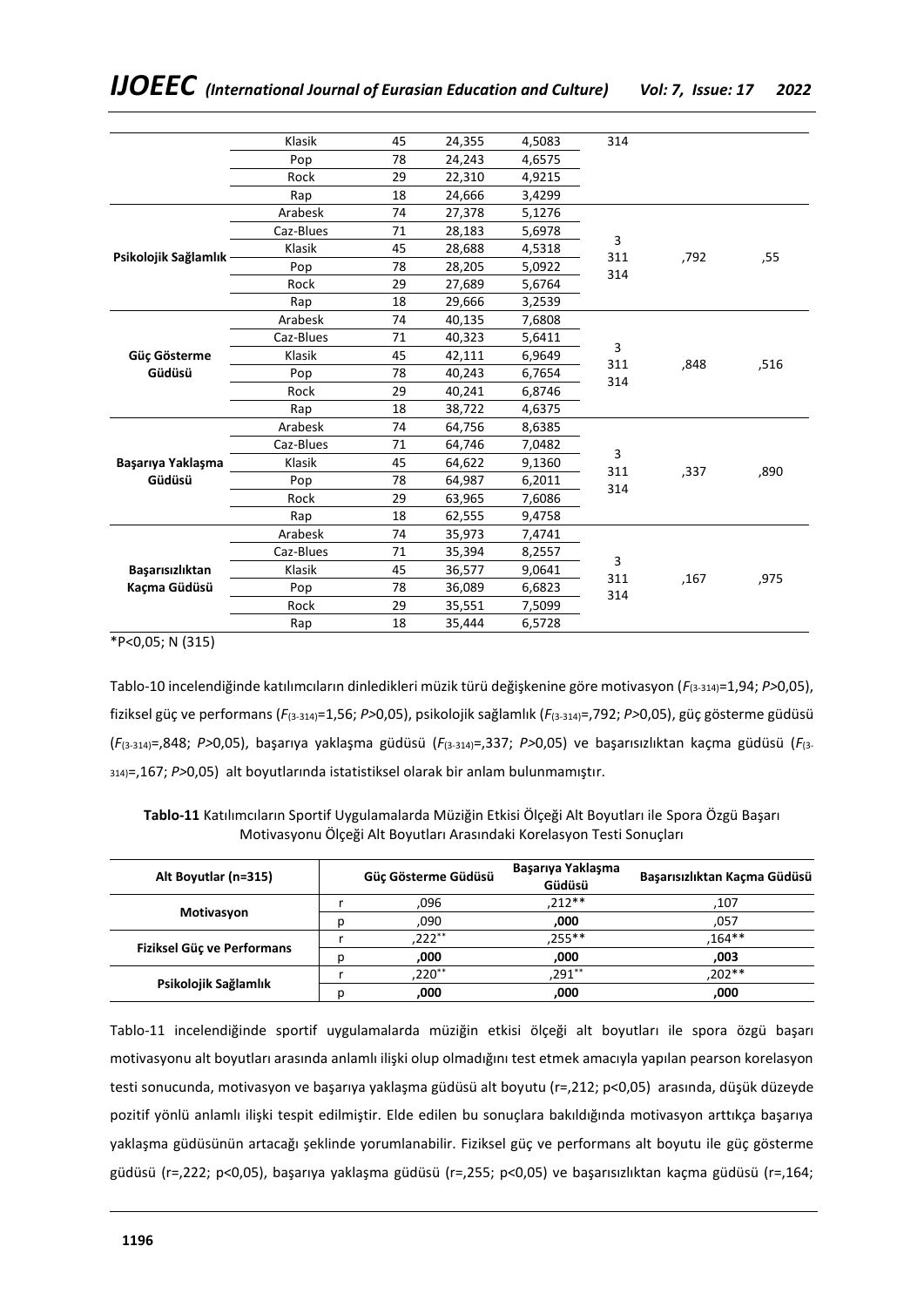| | | | | | | | |
|---|---|---|---|---|---|---|---|
| | Klasik | 45 | 24,355 | 4,5083 | 314 | | |
| | Pop | 78 | 24,243 | 4,6575 | | | |
| | Rock | 29 | 22,310 | 4,9215 | | | |
| | Rap | 18 | 24,666 | 3,4299 | | | |
| **Psikolojik Sağlamlık** | Arabesk | 74 | 27,378 | 5,1276 | 3<br>311<br>314 | ,792 | ,55 |
| | Caz-Blues | 71 | 28,183 | 5,6978 | | | |
| | Klasik | 45 | 28,688 | 4,5318 | | | |
| | Pop | 78 | 28,205 | 5,0922 | | | |
| | Rock | 29 | 27,689 | 5,6764 | | | |
| | Rap | 18 | 29,666 | 3,2539 | | | |
| **Güç Gösterme Güdüsü** | Arabesk | 74 | 40,135 | 7,6808 | 3<br>311<br>314 | ,848 | ,516 |
| | Caz-Blues | 71 | 40,323 | 5,6411 | | | |
| | Klasik | 45 | 42,111 | 6,9649 | | | |
| | Pop | 78 | 40,243 | 6,7654 | | | |
| | Rock | 29 | 40,241 | 6,8746 | | | |
| | Rap | 18 | 38,722 | 4,6375 | | | |
| **Başarıya Yaklaşma Güdüsü** | Arabesk | 74 | 64,756 | 8,6385 | 3<br>311<br>314 | ,337 | ,890 |
| | Caz-Blues | 71 | 64,746 | 7,0482 | | | |
| | Klasik | 45 | 64,622 | 9,1360 | | | |
| | Pop | 78 | 64,987 | 6,2011 | | | |
| | Rock | 29 | 63,965 | 7,6086 | | | |
| | Rap | 18 | 62,555 | 9,4758 | | | |
| **Başarısızlıktan Kaçma Güdüsü** | Arabesk | 74 | 35,973 | 7,4741 | 3<br>311<br>314 | ,167 | ,975 |
| | Caz-Blues | 71 | 35,394 | 8,2557 | | | |
| | Klasik | 45 | 36,577 | 9,0641 | | | |
| | Pop | 78 | 36,089 | 6,6823 | | | |
| | Rock | 29 | 35,551 | 7,5099 | | | |
| | Rap | 18 | 35,444 | 6,5728 | | | |

*P<0,05; N (315)

Tablo-10 incelendiğinde katılımcıların dinledikleri müzik türü değişkenine göre motivasyon ($F_{(3\text{-}314)}$=1,94; $P$>0,05), fiziksel güç ve performans ($F_{(3\text{-}314)}$=1,56; $P$>0,05), psikolojik sağlamlık ($F_{(3\text{-}314)}$=,792; $P$>0,05), güç gösterme güdüsü ($F_{(3\text{-}314)}$=,848; $P$>0,05), başarıya yaklaşma güdüsü ($F_{(3\text{-}314)}$=,337; $P$>0,05) ve başarısızlıktan kaçma güdüsü ($F_{(3\text{-}314)}$=,167; $P$>0,05) alt boyutlarında istatistiksel olarak bir anlam bulunmamıştır.

**Tablo-11** Katılımcıların Sportif Uygulamalarda Müziğin Etkisi Ölçeği Alt Boyutları ile Spora Özgü Başarı Motivasyonu Ölçeği Alt Boyutları Arasındaki Korelasyon Testi Sonuçları

| Alt Boyutlar (n=315) | | Güç Gösterme Güdüsü | Başarıya Yaklaşma Güdüsü | Başarısızlıktan Kaçma Güdüsü |
|---|---|---|---|---|
| **Motivasyon** | r | ,096 | ,212** | ,107 |
| | p | ,090 | **,000** | ,057 |
| **Fiziksel Güç ve Performans** | r | ,222** | ,255** | ,164** |
| | p | **,000** | **,000** | **,003** |
| **Psikolojik Sağlamlık** | r | ,220** | ,291** | ,202** |
| | p | **,000** | **,000** | **,000** |

Tablo-11 incelendiğinde sportif uygulamalarda müziğin etkisi ölçeği alt boyutları ile spora özgü başarı motivasyonu alt boyutları arasında anlamlı ilişki olup olmadığını test etmek amacıyla yapılan pearson korelasyon testi sonucunda, motivasyon ve başarıya yaklaşma güdüsü alt boyutu (r=,212; p<0,05) arasında, düşük düzeyde pozitif yönlü anlamlı ilişki tespit edilmiştir. Elde edilen bu sonuçlara bakıldığında motivasyon arttıkça başarıya yaklaşma güdüsünün artacağı şeklinde yorumlanabilir. Fiziksel güç ve performans alt boyutu ile güç gösterme güdüsü (r=,222; p<0,05), başarıya yaklaşma güdüsü (r=,255; p<0,05) ve başarısızlıktan kaçma güdüsü (r=,164;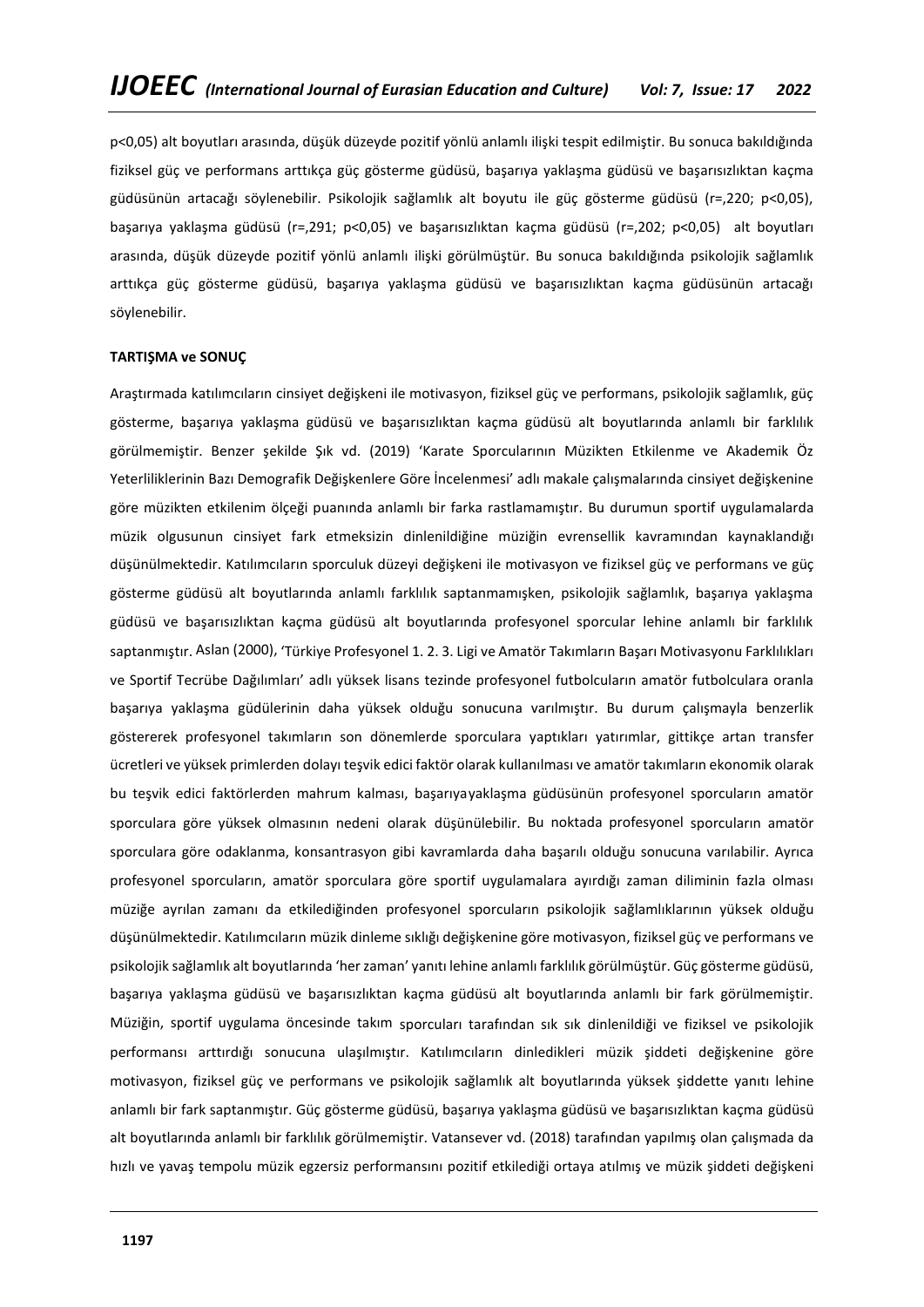p<0,05) alt boyutları arasında, düşük düzeyde pozitif yönlü anlamlı ilişki tespit edilmiştir. Bu sonuca bakıldığında fiziksel güç ve performans arttıkça güç gösterme güdüsü, başarıya yaklaşma güdüsü ve başarısızlıktan kaçma güdüsünün artacağı söylenebilir. Psikolojik sağlamlık alt boyutu ile güç gösterme güdüsü (r=,220; p<0,05), başarıya yaklaşma güdüsü (r=,291; p<0,05) ve başarısızlıktan kaçma güdüsü (r=,202; p<0,05) alt boyutları arasında, düşük düzeyde pozitif yönlü anlamlı ilişki görülmüştür. Bu sonuca bakıldığında psikolojik sağlamlık arttıkça güç gösterme güdüsü, başarıya yaklaşma güdüsü ve başarısızlıktan kaçma güdüsünün artacağı söylenebilir.

**TARTIŞMA ve SONUÇ**

Araştırmada katılımcıların cinsiyet değişkeni ile motivasyon, fiziksel güç ve performans, psikolojik sağlamlık, güç gösterme, başarıya yaklaşma güdüsü ve başarısızlıktan kaçma güdüsü alt boyutlarında anlamlı bir farklılık görülmemiştir. Benzer şekilde Şık vd. (2019) 'Karate Sporcularının Müzikten Etkilenme ve Akademik Öz Yeterliliklerinin Bazı Demografik Değişkenlere Göre İncelenmesi' adlı makale çalışmalarında cinsiyet değişkenine göre müzikten etkilenim ölçeği puanında anlamlı bir farka rastlamamıştır. Bu durumun sportif uygulamalarda müzik olgusunun cinsiyet fark etmeksizin dinlenildiğine müziğin evrensellik kavramından kaynaklandığı düşünülmektedir. Katılımcıların sporculuk düzeyi değişkeni ile motivasyon ve fiziksel güç ve performans ve güç gösterme güdüsü alt boyutlarında anlamlı farklılık saptanmamışken, psikolojik sağlamlık, başarıya yaklaşma güdüsü ve başarısızlıktan kaçma güdüsü alt boyutlarında profesyonel sporcular lehine anlamlı bir farklılık saptanmıştır. Aslan (2000), 'Türkiye Profesyonel 1. 2. 3. Ligi ve Amatör Takımların Başarı Motivasyonu Farklılıkları ve Sportif Tecrübe Dağılımları' adlı yüksek lisans tezinde profesyonel futbolcuların amatör futbolculara oranla başarıya yaklaşma güdülerinin daha yüksek olduğu sonucuna varılmıştır. Bu durum çalışmayla benzerlik göstererek profesyonel takımların son dönemlerde sporculara yaptıkları yatırımlar, gittikçe artan transfer ücretleri ve yüksek primlerden dolayı teşvik edici faktör olarak kullanılması ve amatör takımların ekonomik olarak bu teşvik edici faktörlerden mahrum kalması, başarıyayaklaşma güdüsünün profesyonel sporcuların amatör sporculara göre yüksek olmasının nedeni olarak düşünülebilir. Bu noktada profesyonel sporcuların amatör sporculara göre odaklanma, konsantrasyon gibi kavramlarda daha başarılı olduğu sonucuna varılabilir. Ayrıca profesyonel sporcuların, amatör sporculara göre sportif uygulamalara ayırdığı zaman diliminin fazla olması müziğe ayrılan zamanı da etkilediğinden profesyonel sporcuların psikolojik sağlamlıklarının yüksek olduğu düşünülmektedir. Katılımcıların müzik dinleme sıklığı değişkenine göre motivasyon, fiziksel güç ve performans ve psikolojik sağlamlık alt boyutlarında 'her zaman' yanıtı lehine anlamlı farklılık görülmüştür. Güç gösterme güdüsü, başarıya yaklaşma güdüsü ve başarısızlıktan kaçma güdüsü alt boyutlarında anlamlı bir fark görülmemiştir. Müziğin, sportif uygulama öncesinde takım sporcuları tarafından sık sık dinlenildiği ve fiziksel ve psikolojik performansı arttırdığı sonucuna ulaşılmıştır. Katılımcıların dinledikleri müzik şiddeti değişkenine göre motivasyon, fiziksel güç ve performans ve psikolojik sağlamlık alt boyutlarında yüksek şiddette yanıtı lehine anlamlı bir fark saptanmıştır. Güç gösterme güdüsü, başarıya yaklaşma güdüsü ve başarısızlıktan kaçma güdüsü alt boyutlarında anlamlı bir farklılık görülmemiştir. Vatansever vd. (2018) tarafından yapılmış olan çalışmada da hızlı ve yavaş tempolu müzik egzersiz performansını pozitif etkilediği ortaya atılmış ve müzik şiddeti değişkeni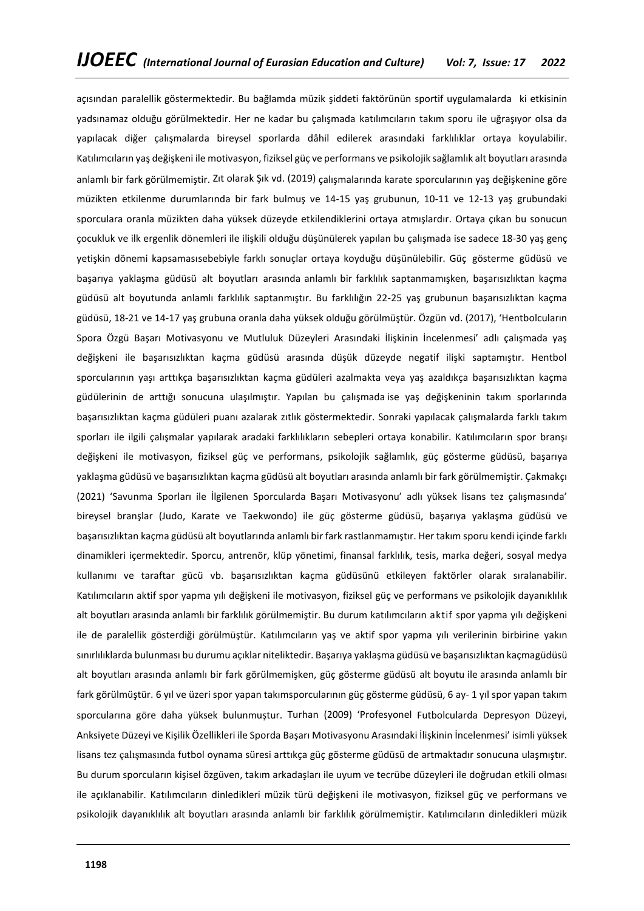açısından paralellik göstermektedir. Bu bağlamda müzik şiddeti faktörünün sportif uygulamalarda ki etkisinin yadsınamaz olduğu görülmektedir. Her ne kadar bu çalışmada katılımcıların takım sporu ile uğraşıyor olsa da yapılacak diğer çalışmalarda bireysel sporlarda dâhil edilerek arasındaki farklılıklar ortaya koyulabilir. Katılımcıların yaş değişkeni ile motivasyon, fiziksel güç ve performans ve psikolojik sağlamlık alt boyutları arasında anlamlı bir fark görülmemiştir. Zıt olarak Şık vd. (2019) çalışmalarında karate sporcularının yaş değişkenine göre müzikten etkilenme durumlarında bir fark bulmuş ve 14-15 yaş grubunun, 10-11 ve 12-13 yaş grubundaki sporculara oranla müzikten daha yüksek düzeyde etkilendiklerini ortaya atmışlardır. Ortaya çıkan bu sonucun çocukluk ve ilk ergenlik dönemleri ile ilişkili olduğu düşünülerek yapılan bu çalışmada ise sadece 18-30 yaş genç yetişkin dönemi kapsamasısebebiyle farklı sonuçlar ortaya koyduğu düşünülebilir. Güç gösterme güdüsü ve başarıya yaklaşma güdüsü alt boyutları arasında anlamlı bir farklılık saptanmamışken, başarısızlıktan kaçma güdüsü alt boyutunda anlamlı farklılık saptanmıştır. Bu farklılığın 22-25 yaş grubunun başarısızlıktan kaçma güdüsü, 18-21 ve 14-17 yaş grubuna oranla daha yüksek olduğu görülmüştür. Özgün vd. (2017), 'Hentbolcuların Spora Özgü Başarı Motivasyonu ve Mutluluk Düzeyleri Arasındaki İlişkinin İncelenmesi' adlı çalışmada yaş değişkeni ile başarısızlıktan kaçma güdüsü arasında düşük düzeyde negatif ilişki saptamıştır. Hentbol sporcularının yaşı arttıkça başarısızlıktan kaçma güdüleri azalmakta veya yaş azaldıkça başarısızlıktan kaçma güdülerinin de arttığı sonucuna ulaşılmıştır. Yapılan bu çalışmada ise yaş değişkeninin takım sporlarında başarısızlıktan kaçma güdüleri puanı azalarak zıtlık göstermektedir. Sonraki yapılacak çalışmalarda farklı takım sporları ile ilgili çalışmalar yapılarak aradaki farklılıkların sebepleri ortaya konabilir. Katılımcıların spor branşı değişkeni ile motivasyon, fiziksel güç ve performans, psikolojik sağlamlık, güç gösterme güdüsü, başarıya yaklaşma güdüsü ve başarısızlıktan kaçma güdüsü alt boyutları arasında anlamlı bir fark görülmemiştir. Çakmakçı (2021) 'Savunma Sporları ile İlgilenen Sporcularda Başarı Motivasyonu' adlı yüksek lisans tez çalışmasında' bireysel branşlar (Judo, Karate ve Taekwondo) ile güç gösterme güdüsü, başarıya yaklaşma güdüsü ve başarısızlıktan kaçma güdüsü alt boyutlarında anlamlı bir fark rastlanmamıştır. Her takım sporu kendi içinde farklı dinamikleri içermektedir. Sporcu, antrenör, klüp yönetimi, finansal farklılık, tesis, marka değeri, sosyal medya kullanımı ve taraftar gücü vb. başarısızlıktan kaçma güdüsünü etkileyen faktörler olarak sıralanabilir. Katılımcıların aktif spor yapma yılı değişkeni ile motivasyon, fiziksel güç ve performans ve psikolojik dayanıklılık alt boyutları arasında anlamlı bir farklılık görülmemiştir. Bu durum katılımcıların aktif spor yapma yılı değişkeni ile de paralellik gösterdiği görülmüştür. Katılımcıların yaş ve aktif spor yapma yılı verilerinin birbirine yakın sınırlılıklarda bulunması bu durumu açıklar niteliktedir. Başarıya yaklaşma güdüsü ve başarısızlıktan kaçmagüdüsü alt boyutları arasında anlamlı bir fark görülmemişken, güç gösterme güdüsü alt boyutu ile arasında anlamlı bir fark görülmüştür. 6 yıl ve üzeri spor yapan takımsporcularının güç gösterme güdüsü, 6 ay- 1 yıl spor yapan takım sporcularına göre daha yüksek bulunmuştur. Turhan (2009) 'Profesyonel Futbolcularda Depresyon Düzeyi, Anksiyete Düzeyi ve Kişilik Özellikleri ile Sporda Başarı Motivasyonu Arasındaki İlişkinin İncelenmesi' isimli yüksek lisans tez çalışmasında futbol oynama süresi arttıkça güç gösterme güdüsü de artmaktadır sonucuna ulaşmıştır. Bu durum sporcuların kişisel özgüven, takım arkadaşları ile uyum ve tecrübe düzeyleri ile doğrudan etkili olması ile açıklanabilir. Katılımcıların dinledikleri müzik türü değişkeni ile motivasyon, fiziksel güç ve performans ve psikolojik dayanıklılık alt boyutları arasında anlamlı bir farklılık görülmemiştir. Katılımcıların dinledikleri müzik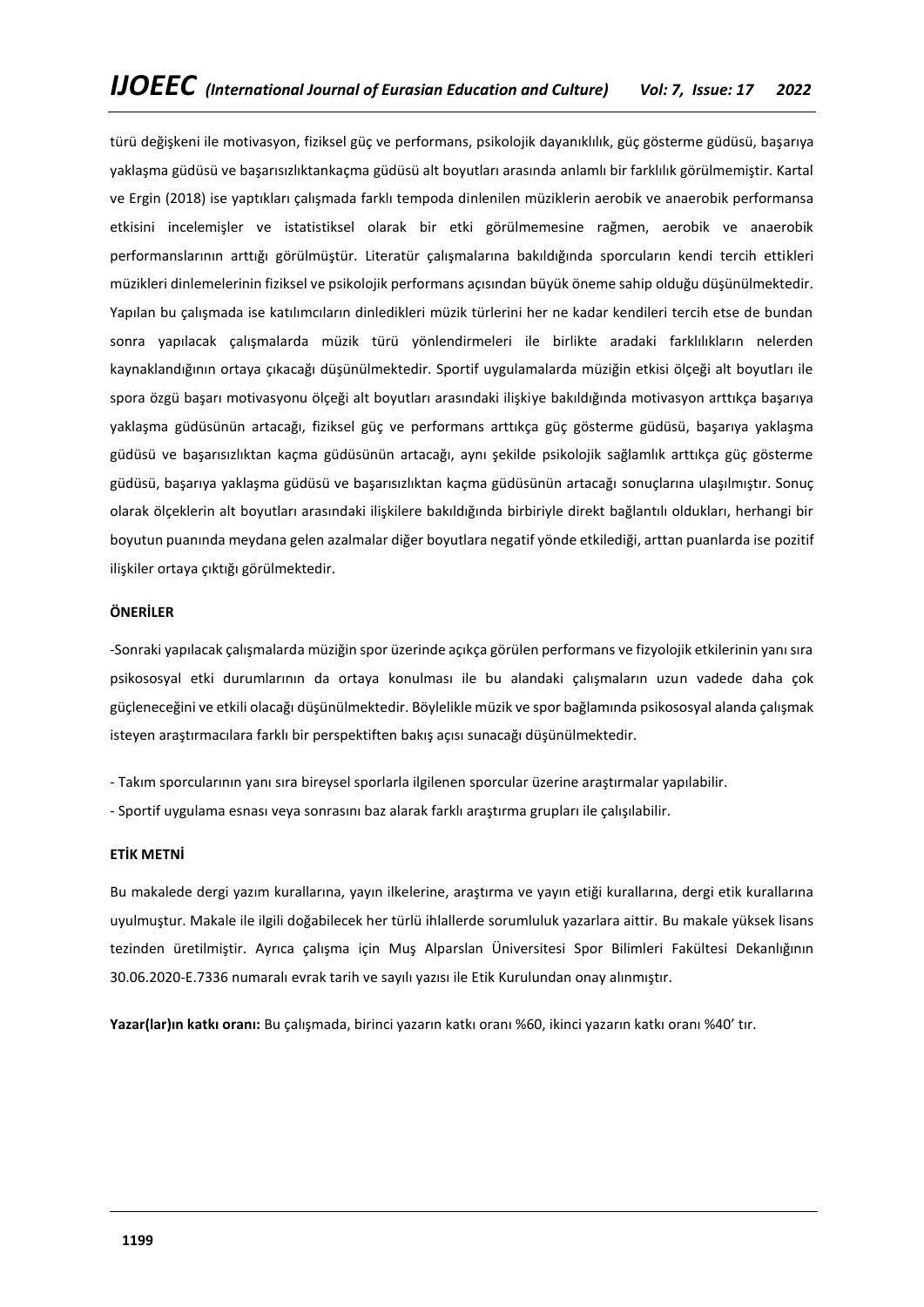türü değişkeni ile motivasyon, fiziksel güç ve performans, psikolojik dayanıklılık, güç gösterme güdüsü, başarıya yaklaşma güdüsü ve başarısızlıktankaçma güdüsü alt boyutları arasında anlamlı bir farklılık görülmemiştir. Kartal ve Ergin (2018) ise yaptıkları çalışmada farklı tempoda dinlenilen müziklerin aerobik ve anaerobik performansa etkisini incelemişler ve istatistiksel olarak bir etki görülmemesine rağmen, aerobik ve anaerobik performanslarının arttığı görülmüştür. Literatür çalışmalarına bakıldığında sporcuların kendi tercih ettikleri müzikleri dinlemelerinin fiziksel ve psikolojik performans açısından büyük öneme sahip olduğu düşünülmektedir. Yapılan bu çalışmada ise katılımcıların dinledikleri müzik türlerini her ne kadar kendileri tercih etse de bundan sonra yapılacak çalışmalarda müzik türü yönlendirmeleri ile birlikte aradaki farklılıkların nelerden kaynaklandığının ortaya çıkacağı düşünülmektedir. Sportif uygulamalarda müziğin etkisi ölçeği alt boyutları ile spora özgü başarı motivasyonu ölçeği alt boyutları arasındaki ilişkiye bakıldığında motivasyon arttıkça başarıya yaklaşma güdüsünün artacağı, fiziksel güç ve performans arttıkça güç gösterme güdüsü, başarıya yaklaşma güdüsü ve başarısızlıktan kaçma güdüsünün artacağı, aynı şekilde psikolojik sağlamlık arttıkça güç gösterme güdüsü, başarıya yaklaşma güdüsü ve başarısızlıktan kaçma güdüsünün artacağı sonuçlarına ulaşılmıştır. Sonuç olarak ölçeklerin alt boyutları arasındaki ilişkilere bakıldığında birbiriyle direkt bağlantılı oldukları, herhangi bir boyutun puanında meydana gelen azalmalar diğer boyutlara negatif yönde etkilediği, arttan puanlarda ise pozitif ilişkiler ortaya çıktığı görülmektedir.

## ÖNERİLER

-Sonraki yapılacak çalışmalarda müziğin spor üzerinde açıkça görülen performans ve fizyolojik etkilerinin yanı sıra psikososyal etki durumlarının da ortaya konulması ile bu alandaki çalışmaların uzun vadede daha çok güçleneceğini ve etkili olacağı düşünülmektedir. Böylelikle müzik ve spor bağlamında psikososyal alanda çalışmak isteyen araştırmacılara farklı bir perspektiften bakış açısı sunacağı düşünülmektedir.

- Takım sporcularının yanı sıra bireysel sporlarla ilgilenen sporcular üzerine araştırmalar yapılabilir.
- Sportif uygulama esnası veya sonrasını baz alarak farklı araştırma grupları ile çalışılabilir.

## ETİK METNİ

Bu makalede dergi yazım kurallarına, yayın ilkelerine, araştırma ve yayın etiği kurallarına, dergi etik kurallarına uyulmuştur. Makale ile ilgili doğabilecek her türlü ihlallerde sorumluluk yazarlara aittir. Bu makale yüksek lisans tezinden üretilmiştir. Ayrıca çalışma için Muş Alparslan Üniversitesi Spor Bilimleri Fakültesi Dekanlığının 30.06.2020-E.7336 numaralı evrak tarih ve sayılı yazısı ile Etik Kurulundan onay alınmıştır.

**Yazar(lar)ın katkı oranı:** Bu çalışmada, birinci yazarın katkı oranı %60, ikinci yazarın katkı oranı %40' tır.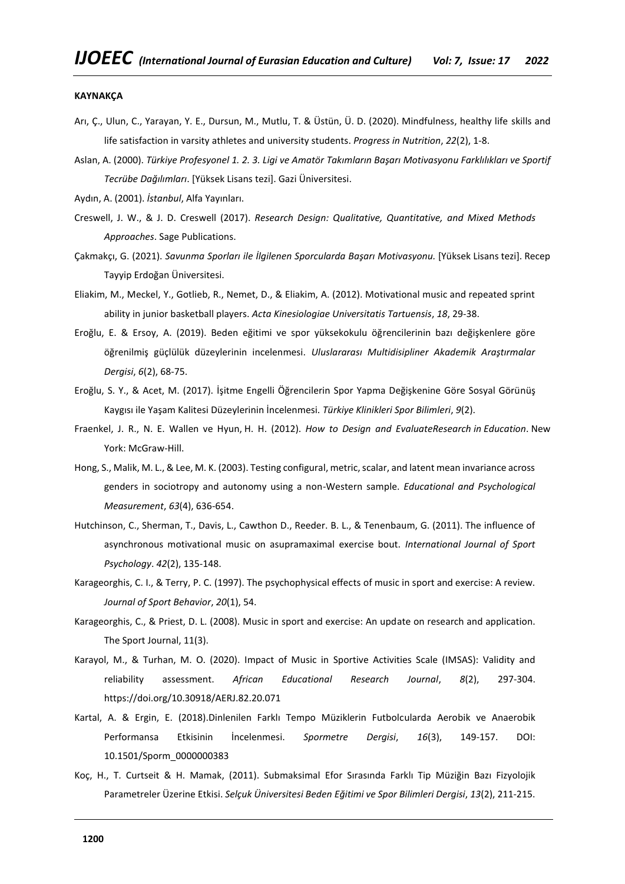**KAYNAKÇA**

Arı, Ç., Ulun, C., Yarayan, Y. E., Dursun, M., Mutlu, T. & Üstün, Ü. D. (2020). Mindfulness, healthy life skills and life satisfaction in varsity athletes and university students. *Progress in Nutrition*, *22*(2), 1-8.

Aslan, A. (2000). *Türkiye Profesyonel 1. 2. 3. Ligi ve Amatör Takımların Başarı Motivasyonu Farklılıkları ve Sportif Tecrübe Dağılımları*. [Yüksek Lisans tezi]. Gazi Üniversitesi.

Aydın, A. (2001). *İstanbul*, Alfa Yayınları.

Creswell, J. W., & J. D. Creswell (2017). *Research Design: Qualitative, Quantitative, and Mixed Methods Approaches*. Sage Publications.

Çakmakçı, G. (2021). *Savunma Sporları ile İlgilenen Sporcularda Başarı Motivasyonu.* [Yüksek Lisans tezi]. Recep Tayyip Erdoğan Üniversitesi.

Eliakim, M., Meckel, Y., Gotlieb, R., Nemet, D., & Eliakim, A. (2012). Motivational music and repeated sprint ability in junior basketball players. *Acta Kinesiologiae Universitatis Tartuensis*, *18*, 29-38.

Eroğlu, E. & Ersoy, A. (2019). Beden eğitimi ve spor yüksekokulu öğrencilerinin bazı değişkenlere göre öğrenilmiş güçlülük düzeylerinin incelenmesi. *Uluslararası Multidisipliner Akademik Araştırmalar Dergisi*, *6*(2), 68-75.

Eroğlu, S. Y., & Acet, M. (2017). İşitme Engelli Öğrencilerin Spor Yapma Değişkenine Göre Sosyal Görünüş Kaygısı ile Yaşam Kalitesi Düzeylerinin İncelenmesi. *Türkiye Klinikleri Spor Bilimleri*, *9*(2).

Fraenkel, J. R., N. E. Wallen ve Hyun, H. H. (2012). *How to Design and EvaluateResearch in Education*. New York: McGraw-Hill.

Hong, S., Malik, M. L., & Lee, M. K. (2003). Testing configural, metric, scalar, and latent mean invariance across genders in sociotropy and autonomy using a non-Western sample. *Educational and Psychological Measurement*, *63*(4), 636-654.

Hutchinson, C., Sherman, T., Davis, L., Cawthon D., Reeder. B. L., & Tenenbaum, G. (2011). The influence of asynchronous motivational music on asupramaximal exercise bout. *International Journal of Sport Psychology*. *42*(2), 135-148.

Karageorghis, C. I., & Terry, P. C. (1997). The psychophysical effects of music in sport and exercise: A review. *Journal of Sport Behavior*, *20*(1), 54.

Karageorghis, C., & Priest, D. L. (2008). Music in sport and exercise: An update on research and application. The Sport Journal, 11(3).

Karayol, M., & Turhan, M. O. (2020). Impact of Music in Sportive Activities Scale (IMSAS): Validity and reliability assessment. *African Educational Research Journal*, *8*(2), 297-304. https://doi.org/10.30918/AERJ.82.20.071

Kartal, A. & Ergin, E. (2018).Dinlenilen Farklı Tempo Müziklerin Futbolcularda Aerobik ve Anaerobik Performansa Etkisinin İncelenmesi. *Spormetre Dergisi*, *16*(3), 149-157. DOI: 10.1501/Sporm_0000000383

Koç, H., T. Curtseit & H. Mamak, (2011). Submaksimal Efor Sırasında Farklı Tip Müziğin Bazı Fizyolojik Parametreler Üzerine Etkisi. *Selçuk Üniversitesi Beden Eğitimi ve Spor Bilimleri Dergisi*, *13*(2), 211-215.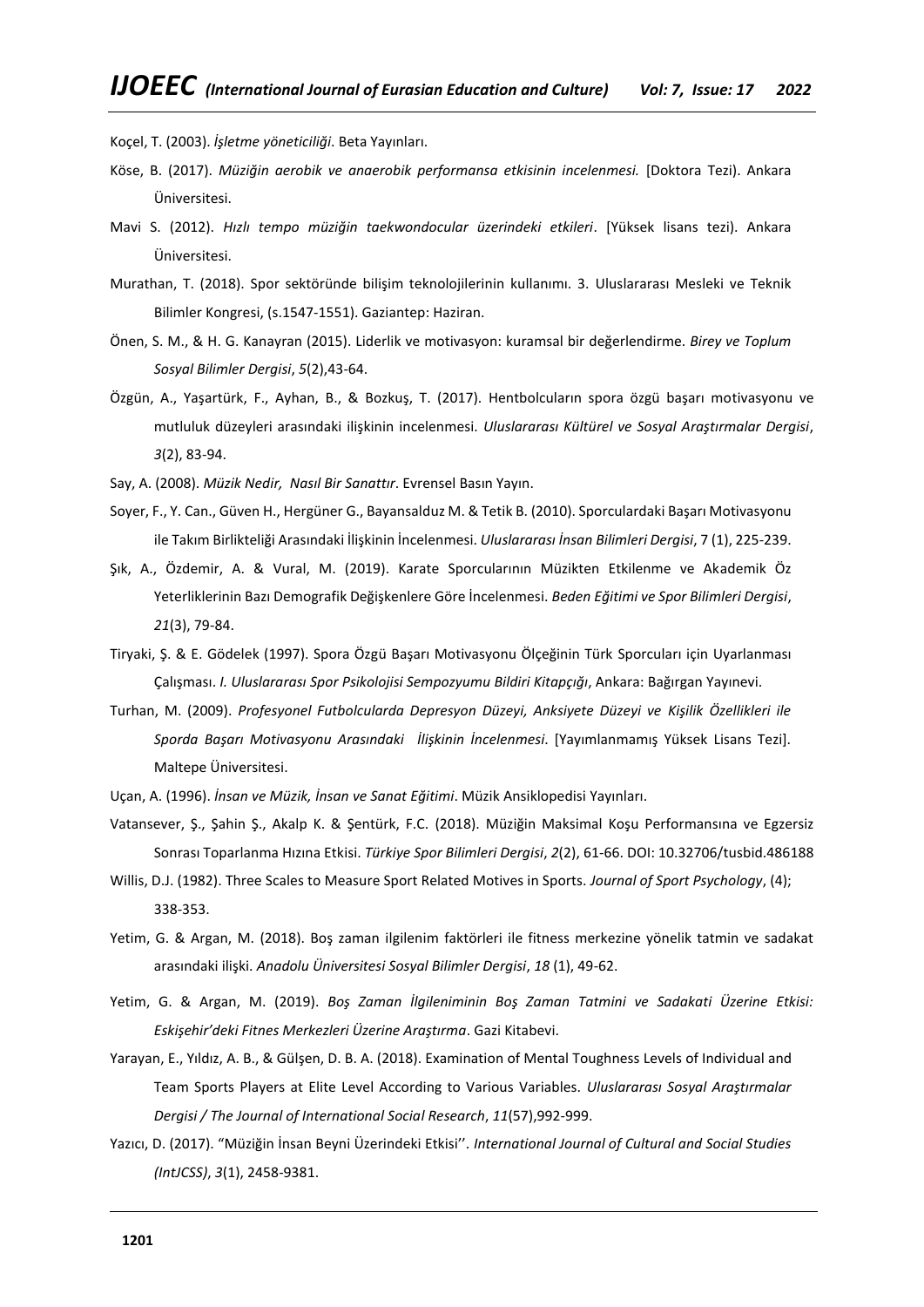Koçel, T. (2003). *İşletme yöneticiliği*. Beta Yayınları.

Köse, B. (2017). *Müziğin aerobik ve anaerobik performansa etkisinin incelenmesi.* [Doktora Tezi). Ankara Üniversitesi.

Mavi S. (2012). *Hızlı tempo müziğin taekwondocular üzerindeki etkileri*. [Yüksek lisans tezi). Ankara Üniversitesi.

Murathan, T. (2018). Spor sektöründe bilişim teknolojilerinin kullanımı. 3. Uluslararası Mesleki ve Teknik Bilimler Kongresi, (s.1547-1551). Gaziantep: Haziran.

Önen, S. M., & H. G. Kanayran (2015). Liderlik ve motivasyon: kuramsal bir değerlendirme. *Birey ve Toplum Sosyal Bilimler Dergisi*, *5*(2),43-64.

Özgün, A., Yaşartürk, F., Ayhan, B., & Bozkuş, T. (2017). Hentbolcuların spora özgü başarı motivasyonu ve mutluluk düzeyleri arasındaki ilişkinin incelenmesi. *Uluslararası Kültürel ve Sosyal Araştırmalar Dergisi*, *3*(2), 83-94.

Say, A. (2008). *Müzik Nedir, Nasıl Bir Sanattır*. Evrensel Basın Yayın.

Soyer, F., Y. Can., Güven H., Hergüner G., Bayansalduz M. & Tetik B. (2010). Sporculardaki Başarı Motivasyonu ile Takım Birlikteliği Arasındaki İlişkinin İncelenmesi. *Uluslararası İnsan Bilimleri Dergisi*, 7 (1), 225-239.

Şık, A., Özdemir, A. & Vural, M. (2019). Karate Sporcularının Müzikten Etkilenme ve Akademik Öz Yeterliklerinin Bazı Demografik Değişkenlere Göre İncelenmesi. *Beden Eğitimi ve Spor Bilimleri Dergisi*, *21*(3), 79-84.

Tiryaki, Ş. & E. Gödelek (1997). Spora Özgü Başarı Motivasyonu Ölçeğinin Türk Sporcuları için Uyarlanması Çalışması. *I. Uluslararası Spor Psikolojisi Sempozyumu Bildiri Kitapçığı*, Ankara: Bağırgan Yayınevi.

Turhan, M. (2009). *Profesyonel Futbolcularda Depresyon Düzeyi, Anksiyete Düzeyi ve Kişilik Özellikleri ile Sporda Başarı Motivasyonu Arasındaki İlişkinin İncelenmesi*. [Yayımlanmamış Yüksek Lisans Tezi]. Maltepe Üniversitesi.

Uçan, A. (1996). *İnsan ve Müzik, İnsan ve Sanat Eğitimi*. Müzik Ansiklopedisi Yayınları.

Vatansever, Ş., Şahin Ş., Akalp K. & Şentürk, F.C. (2018). Müziğin Maksimal Koşu Performansına ve Egzersiz Sonrası Toparlanma Hızına Etkisi. *Türkiye Spor Bilimleri Dergisi*, *2*(2), 61-66. DOI: 10.32706/tusbid.486188

Willis, D.J. (1982). Three Scales to Measure Sport Related Motives in Sports. *Journal of Sport Psychology*, (4); 338-353.

Yetim, G. & Argan, M. (2018). Boş zaman ilgilenim faktörleri ile fitness merkezine yönelik tatmin ve sadakat arasındaki ilişki. *Anadolu Üniversitesi Sosyal Bilimler Dergisi*, *18* (1), 49-62.

Yetim, G. & Argan, M. (2019). *Boş Zaman İlgileniminin Boş Zaman Tatmini ve Sadakati Üzerine Etkisi: Eskişehir'deki Fitnes Merkezleri Üzerine Araştırma*. Gazi Kitabevi.

Yarayan, E., Yıldız, A. B., & Gülşen, D. B. A. (2018). Examination of Mental Toughness Levels of Individual and Team Sports Players at Elite Level According to Various Variables. *Uluslararası Sosyal Araştırmalar Dergisi / The Journal of International Social Research*, *11*(57),992-999.

Yazıcı, D. (2017). "Müziğin İnsan Beyni Üzerindeki Etkisi''. *International Journal of Cultural and Social Studies (IntJCSS)*, *3*(1), 2458-9381.